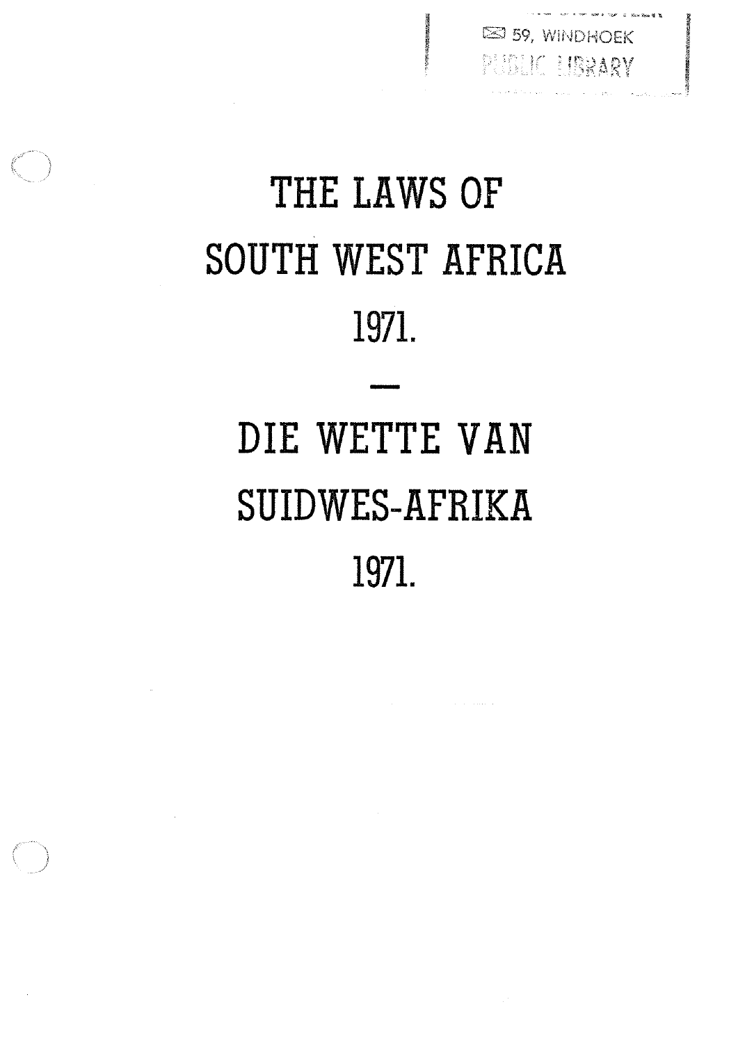59, WINDHOEK
PUBLIC LIBRARY

# THE LAWS OF SOUTH WEST AFRICA 1971.

—

# DIE WETTE VAN SUIDWES-AFRIKA 1971.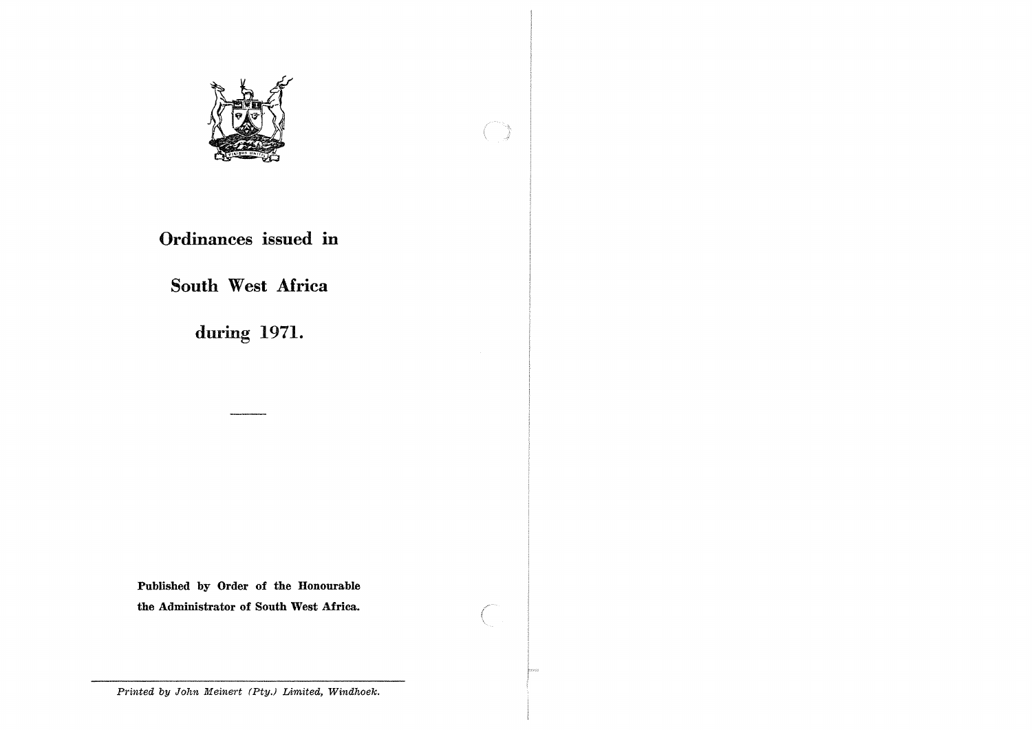# Ordinances issued in

# South West Africa

# during 1971.

---

**Published by Order of the Honourable the Administrator of South West Africa.**

*Printed by John Meinert (Pty.) Limited, Windhoek.*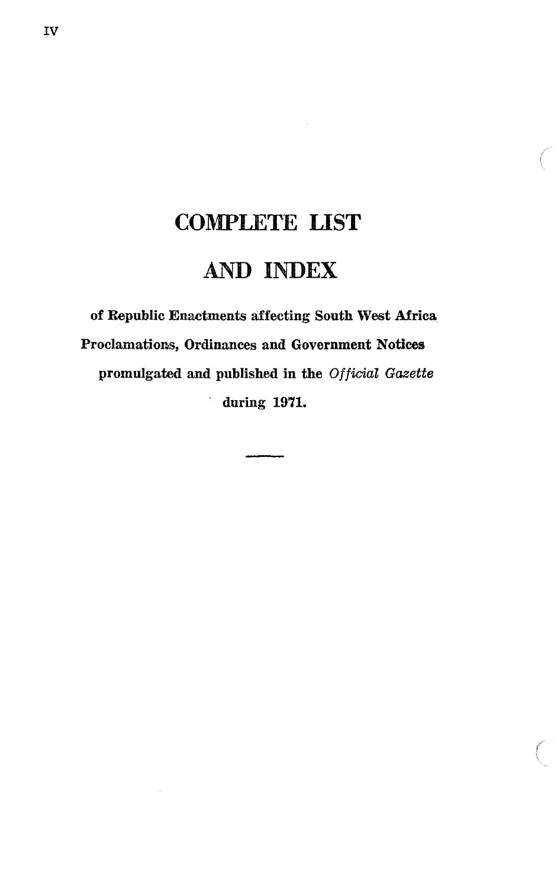# COMPLETE LIST

# AND INDEX

**of Republic Enactments affecting South West Africa**

**Proclamations, Ordinances and Government Notices**

**promulgated and published in the *Official Gazette***

**during 1971.**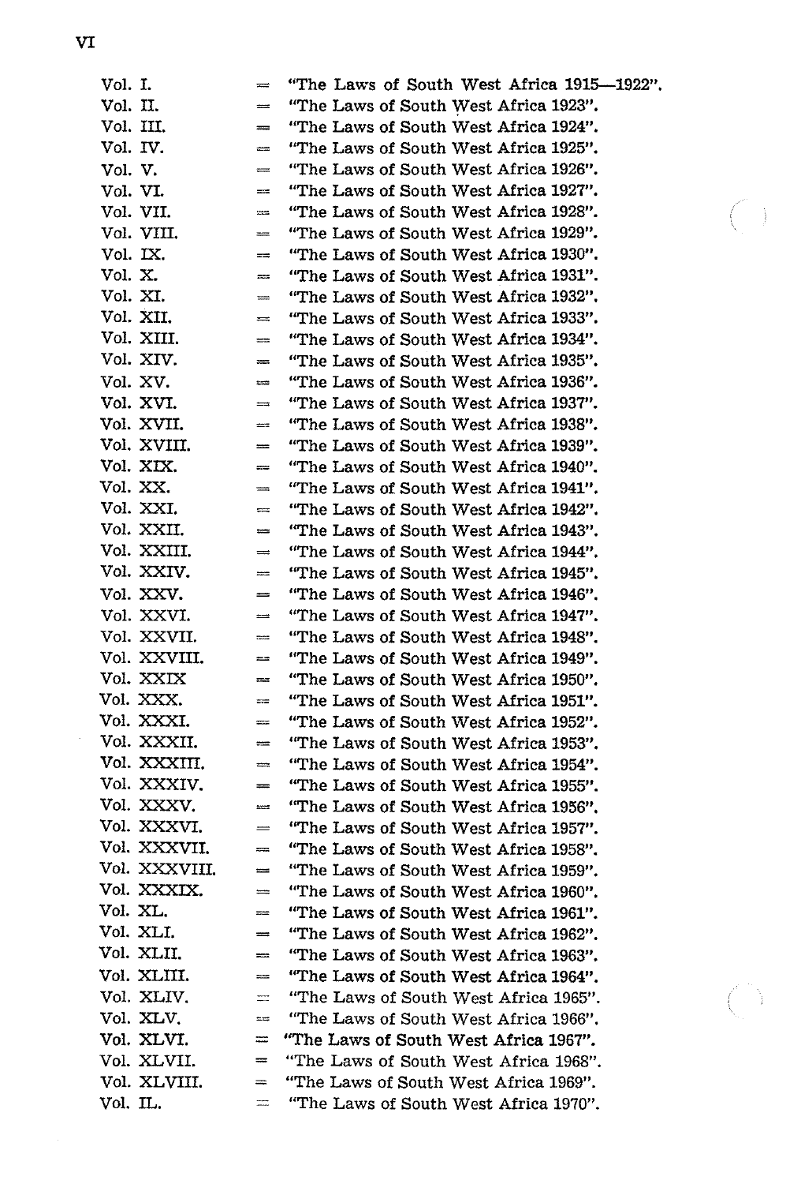| | | |
|---|---|---|
| Vol. I. | = | "The Laws of South West Africa 1915—1922". |
| Vol. II. | = | "The Laws of South West Africa 1923". |
| Vol. III. | = | "The Laws of South West Africa 1924". |
| Vol. IV. | = | "The Laws of South West Africa 1925". |
| Vol. V. | = | "The Laws of South West Africa 1926". |
| Vol. VI. | = | "The Laws of South West Africa 1927". |
| Vol. VII. | = | "The Laws of South West Africa 1928". |
| Vol. VIII. | = | "The Laws of South West Africa 1929". |
| Vol. IX. | = | "The Laws of South West Africa 1930". |
| Vol. X. | = | "The Laws of South West Africa 1931". |
| Vol. XI. | = | "The Laws of South West Africa 1932". |
| Vol. XII. | = | "The Laws of South West Africa 1933". |
| Vol. XIII. | = | "The Laws of South West Africa 1934". |
| Vol. XIV. | = | "The Laws of South West Africa 1935". |
| Vol. XV. | = | "The Laws of South West Africa 1936". |
| Vol. XVI. | = | "The Laws of South West Africa 1937". |
| Vol. XVII. | = | "The Laws of South West Africa 1938". |
| Vol. XVIII. | = | "The Laws of South West Africa 1939". |
| Vol. XIX. | = | "The Laws of South West Africa 1940". |
| Vol. XX. | = | "The Laws of South West Africa 1941". |
| Vol. XXI. | = | "The Laws of South West Africa 1942". |
| Vol. XXII. | = | "The Laws of South West Africa 1943". |
| Vol. XXIII. | = | "The Laws of South West Africa 1944". |
| Vol. XXIV. | = | "The Laws of South West Africa 1945". |
| Vol. XXV. | = | "The Laws of South West Africa 1946". |
| Vol. XXVI. | = | "The Laws of South West Africa 1947". |
| Vol. XXVII. | = | "The Laws of South West Africa 1948". |
| Vol. XXVIII. | = | "The Laws of South West Africa 1949". |
| Vol. XXIX | = | "The Laws of South West Africa 1950". |
| Vol. XXX. | = | "The Laws of South West Africa 1951". |
| Vol. XXXI. | = | "The Laws of South West Africa 1952". |
| Vol. XXXII. | = | "The Laws of South West Africa 1953". |
| Vol. XXXIII. | = | "The Laws of South West Africa 1954". |
| Vol. XXXIV. | = | "The Laws of South West Africa 1955". |
| Vol. XXXV. | = | "The Laws of South West Africa 1956". |
| Vol. XXXVI. | = | "The Laws of South West Africa 1957". |
| Vol. XXXVII. | = | "The Laws of South West Africa 1958". |
| Vol. XXXVIII. | = | "The Laws of South West Africa 1959". |
| Vol. XXXIX. | = | "The Laws of South West Africa 1960". |
| Vol. XL. | = | "The Laws of South West Africa 1961". |
| Vol. XLI. | = | "The Laws of South West Africa 1962". |
| Vol. XLII. | = | "The Laws of South West Africa 1963". |
| Vol. XLIII. | = | "The Laws of South West Africa 1964". |
| Vol. XLIV. | = | "The Laws of South West Africa 1965". |
| Vol. XLV. | = | "The Laws of South West Africa 1966". |
| Vol. XLVI. | = | "The Laws of South West Africa 1967". |
| Vol. XLVII. | = | "The Laws of South West Africa 1968". |
| Vol. XLVIII. | = | "The Laws of South West Africa 1969". |
| Vol. IL. | = | "The Laws of South West Africa 1970". |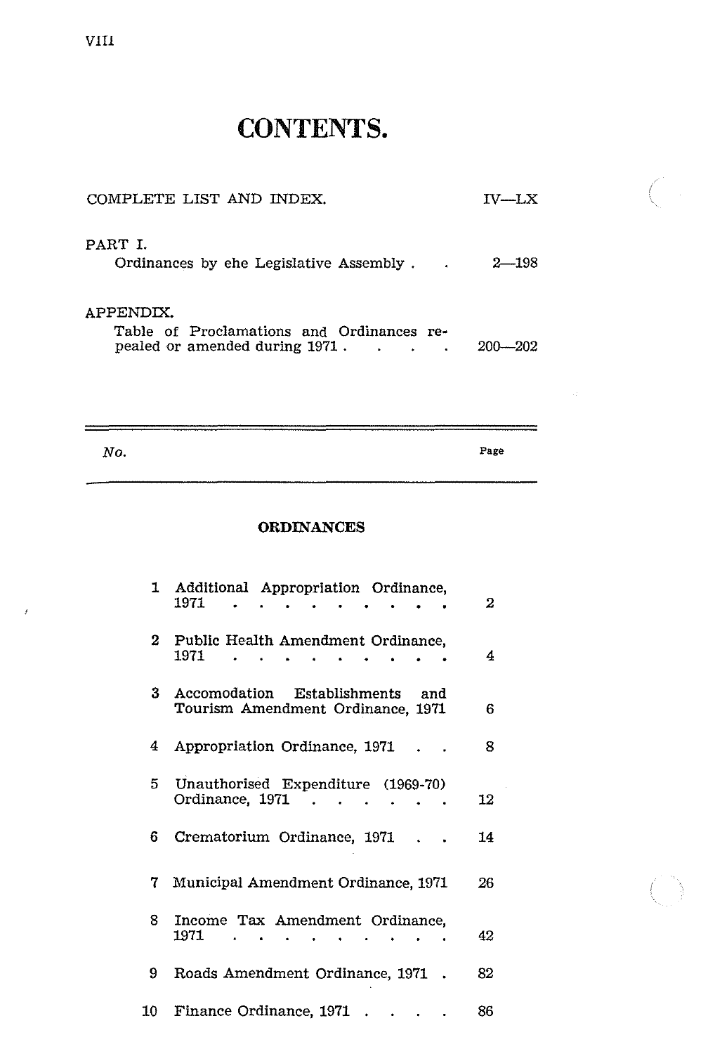# CONTENTS.

| | |
|---|---|
| COMPLETE LIST AND INDEX. | IV—LX |
| PART I. | |
| Ordinances by ehe Legislative Assembly | 2—198 |
| APPENDIX. | |
| Table of Proclamations and Ordinances repealed or amended during 1971 | 200—202 |

| *No.* | | Page |
|---|---|---|
| | **ORDINANCES** | |
| 1 | Additional Appropriation Ordinance, 1971 | 2 |
| 2 | Public Health Amendment Ordinance, 1971 | 4 |
| 3 | Accomodation Establishments and Tourism Amendment Ordinance, 1971 | 6 |
| 4 | Appropriation Ordinance, 1971 | 8 |
| 5 | Unauthorised Expenditure (1969-70) Ordinance, 1971 | 12 |
| 6 | Crematorium Ordinance, 1971 | 14 |
| 7 | Municipal Amendment Ordinance, 1971 | 26 |
| 8 | Income Tax Amendment Ordinance, 1971 | 42 |
| 9 | Roads Amendment Ordinance, 1971 | 82 |
| 10 | Finance Ordinance, 1971 | 86 |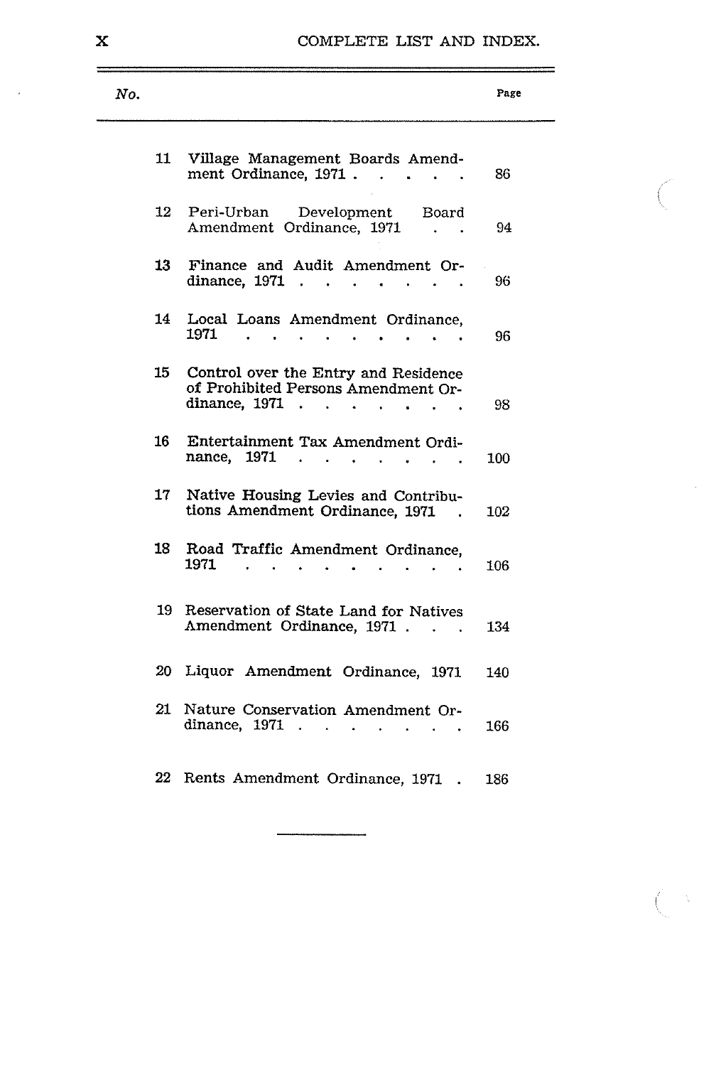| No. | | Page |
|---|---|---|
| 11 | Village Management Boards Amendment Ordinance, 1971 . . . . . | 86 |
| 12 | Peri-Urban Development Board Amendment Ordinance, 1971 . . | 94 |
| 13 | Finance and Audit Amendment Ordinance, 1971 . . . . . . . . | 96 |
| 14 | Local Loans Amendment Ordinance, 1971 . . . . . . . . . . | 96 |
| 15 | Control over the Entry and Residence of Prohibited Persons Amendment Ordinance, 1971 . . . . . . . . | 98 |
| 16 | Entertainment Tax Amendment Ordinance, 1971 . . . . . . . . | 100 |
| 17 | Native Housing Levies and Contributions Amendment Ordinance, 1971 . | 102 |
| 18 | Road Traffic Amendment Ordinance, 1971 . . . . . . . . . . | 106 |
| 19 | Reservation of State Land for Natives Amendment Ordinance, 1971 . . . | 134 |
| 20 | Liquor Amendment Ordinance, 1971 | 140 |
| 21 | Nature Conservation Amendment Ordinance, 1971 . . . . . . . | 166 |
| 22 | Rents Amendment Ordinance, 1971 . | 186 |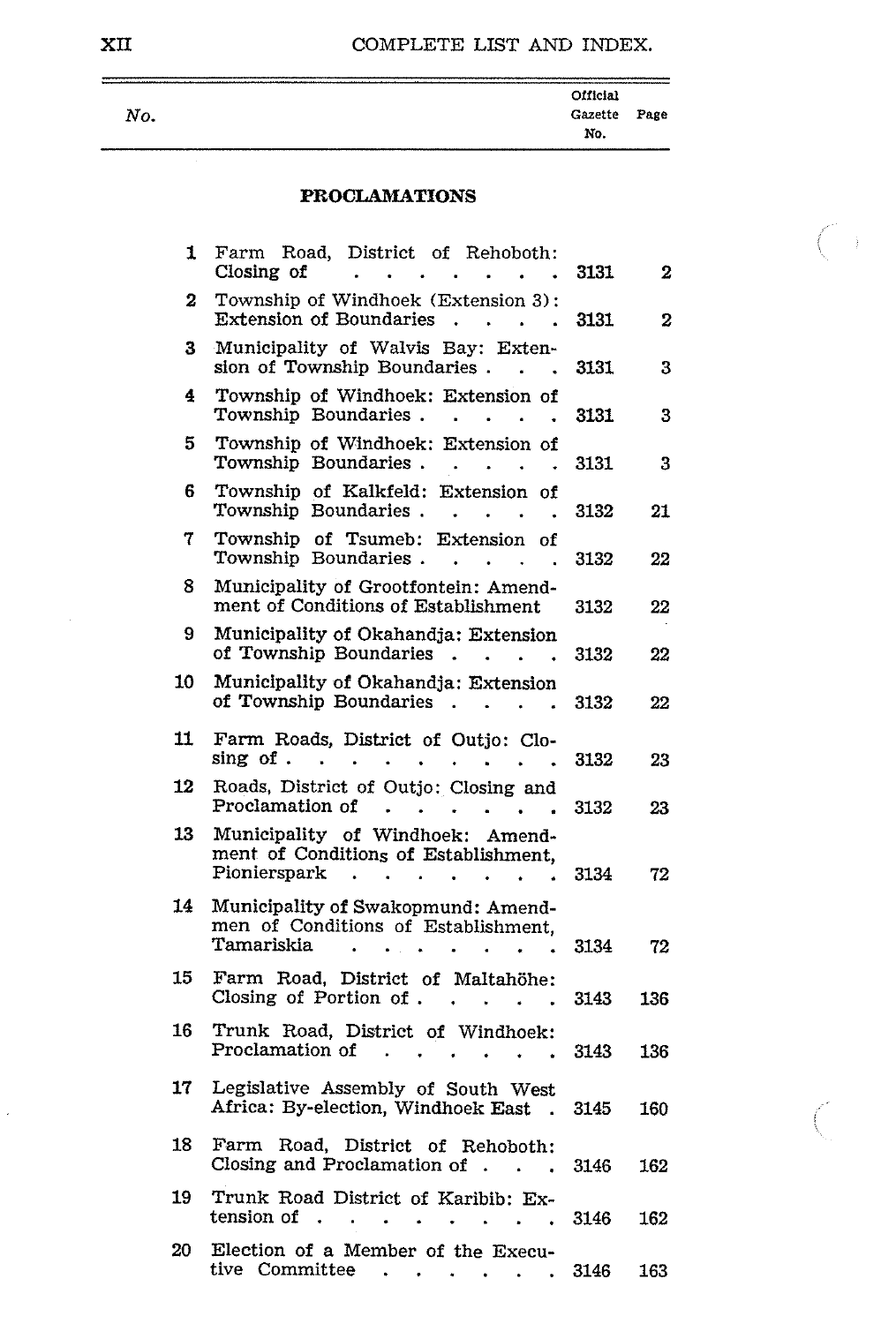| No. | | Official Gazette No. | Page |
|---|---|---|---|

## PROCLAMATIONS

| No. | | Official Gazette No. | Page |
|---|---|---|---|
| 1 | Farm Road, District of Rehoboth: Closing of | 3131 | 2 |
| 2 | Township of Windhoek (Extension 3): Extension of Boundaries | 3131 | 2 |
| 3 | Municipality of Walvis Bay: Extension of Township Boundaries | 3131 | 3 |
| 4 | Township of Windhoek: Extension of Township Boundaries | 3131 | 3 |
| 5 | Township of Windhoek: Extension of Township Boundaries | 3131 | 3 |
| 6 | Township of Kalkfeld: Extension of Township Boundaries | 3132 | 21 |
| 7 | Township of Tsumeb: Extension of Township Boundaries | 3132 | 22 |
| 8 | Municipality of Grootfontein: Amendment of Conditions of Establishment | 3132 | 22 |
| 9 | Municipality of Okahandja: Extension of Township Boundaries | 3132 | 22 |
| 10 | Municipality of Okahandja: Extension of Township Boundaries | 3132 | 22 |
| 11 | Farm Roads, District of Outjo: Closing of | 3132 | 23 |
| 12 | Roads, District of Outjo: Closing and Proclamation of | 3132 | 23 |
| 13 | Municipality of Windhoek: Amendment of Conditions of Establishment, Pionierspark | 3134 | 72 |
| 14 | Municipality of Swakopmund: Amendmen of Conditions of Establishment, Tamariskia | 3134 | 72 |
| 15 | Farm Road, District of Maltahöhe: Closing of Portion of | 3143 | 136 |
| 16 | Trunk Road, District of Windhoek: Proclamation of | 3143 | 136 |
| 17 | Legislative Assembly of South West Africa: By-election, Windhoek East | 3145 | 160 |
| 18 | Farm Road, District of Rehoboth: Closing and Proclamation of | 3146 | 162 |
| 19 | Trunk Road District of Karibib: Extension of | 3146 | 162 |
| 20 | Election of a Member of the Executive Committee | 3146 | 163 |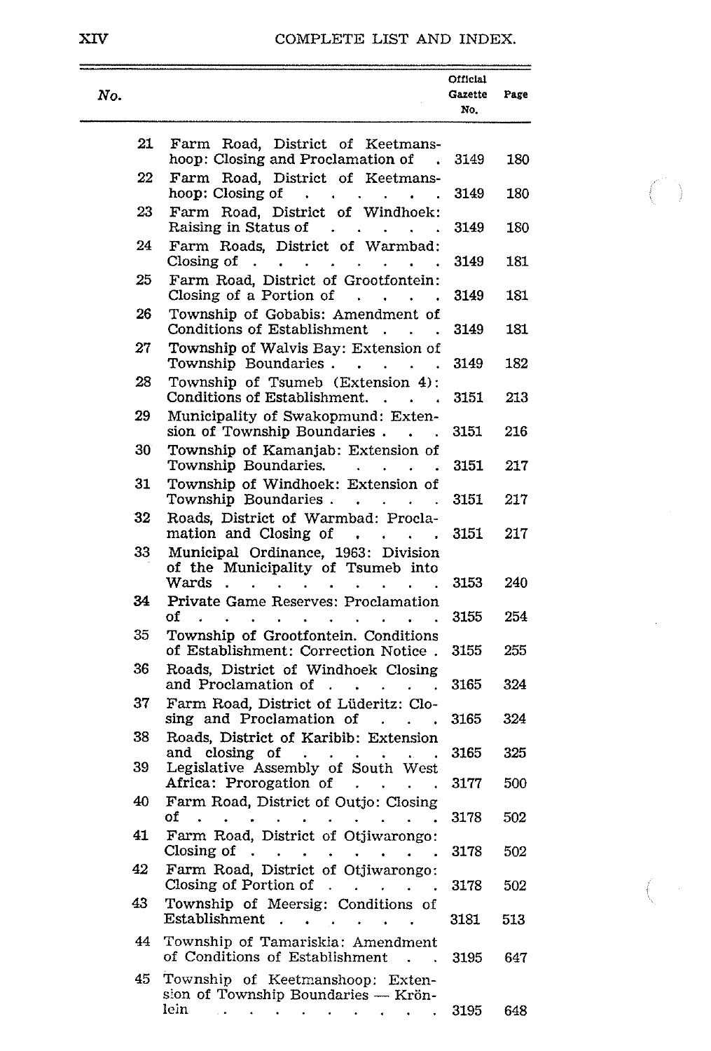# COMPLETE LIST AND INDEX.

| No. | | Official Gazette No. | Page |
|---|---|---|---|
| 21 | Farm Road, District of Keetmanshoop: Closing and Proclamation of | 3149 | 180 |
| 22 | Farm Road, District of Keetmanshoop: Closing of | 3149 | 180 |
| 23 | Farm Road, District of Windhoek: Raising in Status of | 3149 | 180 |
| 24 | Farm Roads, District of Warmbad: Closing of | 3149 | 181 |
| 25 | Farm Road, District of Grootfontein: Closing of a Portion of | 3149 | 181 |
| 26 | Township of Gobabis: Amendment of Conditions of Establishment | 3149 | 181 |
| 27 | Township of Walvis Bay: Extension of Township Boundaries | 3149 | 182 |
| 28 | Township of Tsumeb (Extension 4): Conditions of Establishment. | 3151 | 213 |
| 29 | Municipality of Swakopmund: Extension of Township Boundaries | 3151 | 216 |
| 30 | Township of Kamanjab: Extension of Township Boundaries. | 3151 | 217 |
| 31 | Township of Windhoek: Extension of Township Boundaries | 3151 | 217 |
| 32 | Roads, District of Warmbad: Proclamation and Closing of | 3151 | 217 |
| 33 | Municipal Ordinance, 1963: Division of the Municipality of Tsumeb into Wards | 3153 | 240 |
| 34 | Private Game Reserves: Proclamation of | 3155 | 254 |
| 35 | Township of Grootfontein. Conditions of Establishment: Correction Notice | 3155 | 255 |
| 36 | Roads, District of Windhoek Closing and Proclamation of | 3165 | 324 |
| 37 | Farm Road, District of Lüderitz: Closing and Proclamation of | 3165 | 324 |
| 38 | Roads, District of Karibib: Extension and closing of | 3165 | 325 |
| 39 | Legislative Assembly of South West Africa: Prorogation of | 3177 | 500 |
| 40 | Farm Road, District of Outjo: Closing of | 3178 | 502 |
| 41 | Farm Road, District of Otjiwarongo: Closing of | 3178 | 502 |
| 42 | Farm Road, District of Otjiwarongo: Closing of Portion of | 3178 | 502 |
| 43 | Township of Meersig: Conditions of Establishment | 3181 | 513 |
| 44 | Township of Tamariskia: Amendment of Conditions of Establishment | 3195 | 647 |
| 45 | Township of Keetmanshoop: Extension of Township Boundaries — Krönlein | 3195 | 648 |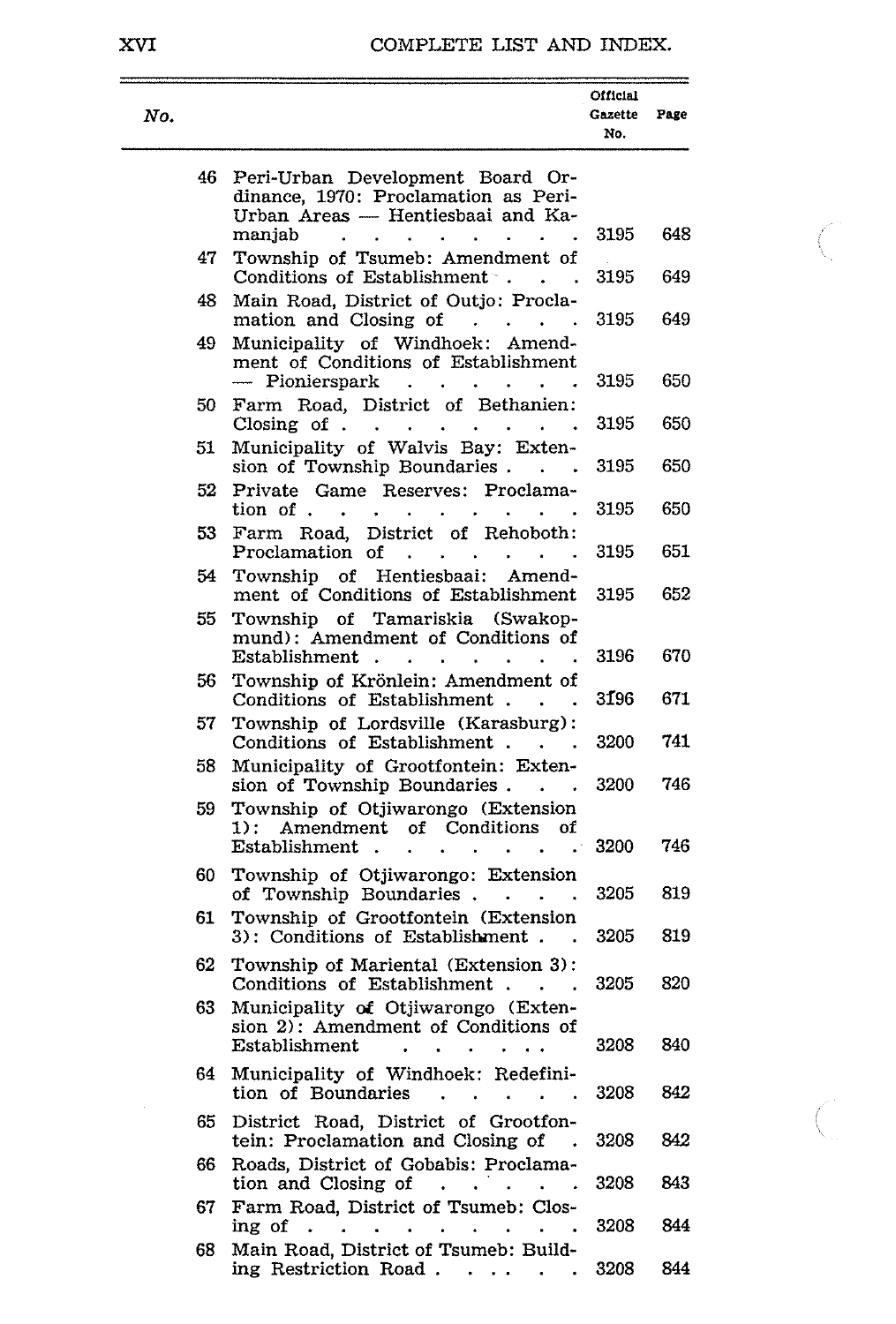| No. | | Official Gazette No. | Page |
|---|---|---|---|
| 46 | Peri-Urban Development Board Ordinance, 1970: Proclamation as Peri-Urban Areas — Hentiesbaai and Kamanjab | 3195 | 648 |
| 47 | Township of Tsumeb: Amendment of Conditions of Establishment | 3195 | 649 |
| 48 | Main Road, District of Outjo: Proclamation and Closing of | 3195 | 649 |
| 49 | Municipality of Windhoek: Amendment of Conditions of Establishment — Pionierspark | 3195 | 650 |
| 50 | Farm Road, District of Bethanien: Closing of | 3195 | 650 |
| 51 | Municipality of Walvis Bay: Extension of Township Boundaries | 3195 | 650 |
| 52 | Private Game Reserves: Proclamation of | 3195 | 650 |
| 53 | Farm Road, District of Rehoboth: Proclamation of | 3195 | 651 |
| 54 | Township of Hentiesbaai: Amendment of Conditions of Establishment | 3195 | 652 |
| 55 | Township of Tamariskia (Swakopmund): Amendment of Conditions of Establishment | 3196 | 670 |
| 56 | Township of Krönlein: Amendment of Conditions of Establishment | 3196 | 671 |
| 57 | Township of Lordsville (Karasburg): Conditions of Establishment | 3200 | 741 |
| 58 | Municipality of Grootfontein: Extension of Township Boundaries | 3200 | 746 |
| 59 | Township of Otjiwarongo (Extension 1): Amendment of Conditions of Establishment | 3200 | 746 |
| 60 | Township of Otjiwarongo: Extension of Township Boundaries | 3205 | 819 |
| 61 | Township of Grootfontein (Extension 3): Conditions of Establishment | 3205 | 819 |
| 62 | Township of Mariental (Extension 3): Conditions of Establishment | 3205 | 820 |
| 63 | Municipality of Otjiwarongo (Extension 2): Amendment of Conditions of Establishment | 3208 | 840 |
| 64 | Municipality of Windhoek: Redefinition of Boundaries | 3208 | 842 |
| 65 | District Road, District of Grootfontein: Proclamation and Closing of | 3208 | 842 |
| 66 | Roads, District of Gobabis: Proclamation and Closing of | 3208 | 843 |
| 67 | Farm Road, District of Tsumeb: Closing of | 3208 | 844 |
| 68 | Main Road, District of Tsumeb: Building Restriction Road | 3208 | 844 |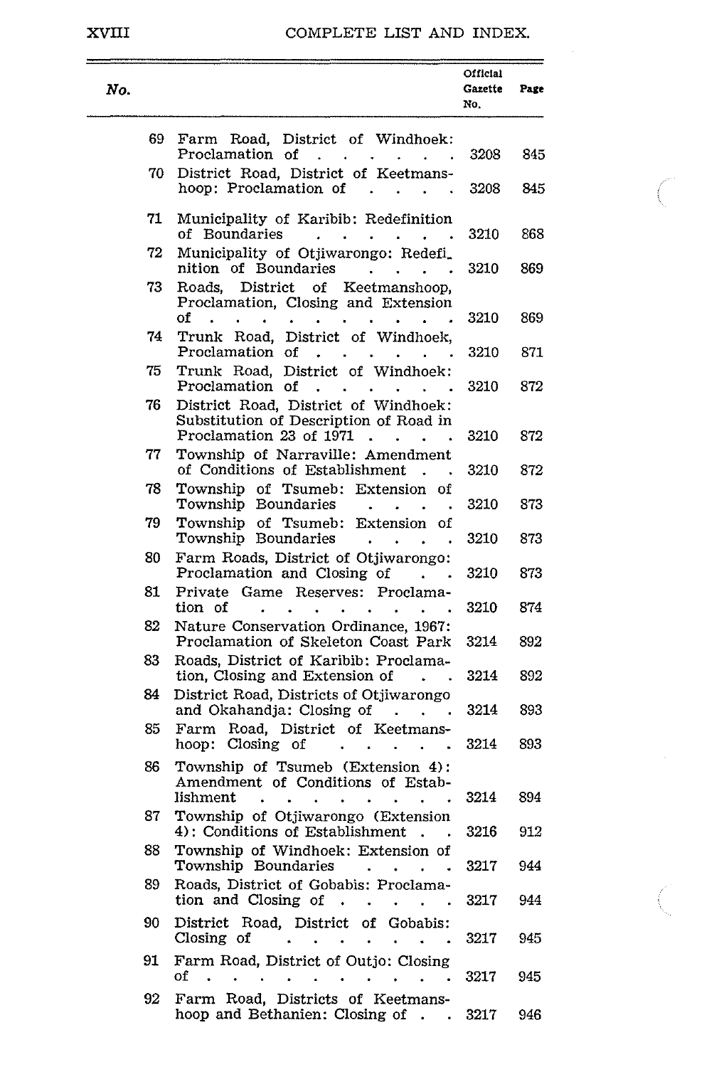| No. | | Official Gazette No. | Page |
|---|---|---|---|
| 69 | Farm Road, District of Windhoek: Proclamation of | 3208 | 845 |
| 70 | District Road, District of Keetmanshoop: Proclamation of | 3208 | 845 |
| 71 | Municipality of Karibib: Redefinition of Boundaries | 3210 | 868 |
| 72 | Municipality of Otjiwarongo: Redefinition of Boundaries | 3210 | 869 |
| 73 | Roads, District of Keetmanshoop, Proclamation, Closing and Extension of | 3210 | 869 |
| 74 | Trunk Road, District of Windhoek, Proclamation of | 3210 | 871 |
| 75 | Trunk Road, District of Windhoek: Proclamation of | 3210 | 872 |
| 76 | District Road, District of Windhoek: Substitution of Description of Road in Proclamation 23 of 1971 | 3210 | 872 |
| 77 | Township of Narraville: Amendment of Conditions of Establishment | 3210 | 872 |
| 78 | Township of Tsumeb: Extension of Township Boundaries | 3210 | 873 |
| 79 | Township of Tsumeb: Extension of Township Boundaries | 3210 | 873 |
| 80 | Farm Roads, District of Otjiwarongo: Proclamation and Closing of | 3210 | 873 |
| 81 | Private Game Reserves: Proclamation of | 3210 | 874 |
| 82 | Nature Conservation Ordinance, 1967: Proclamation of Skeleton Coast Park | 3214 | 892 |
| 83 | Roads, District of Karibib: Proclamation, Closing and Extension of | 3214 | 892 |
| 84 | District Road, Districts of Otjiwarongo and Okahandja: Closing of | 3214 | 893 |
| 85 | Farm Road, District of Keetmanshoop: Closing of | 3214 | 893 |
| 86 | Township of Tsumeb (Extension 4): Amendment of Conditions of Establishment | 3214 | 894 |
| 87 | Township of Otjiwarongo (Extension 4): Conditions of Establishment | 3216 | 912 |
| 88 | Township of Windhoek: Extension of Township Boundaries | 3217 | 944 |
| 89 | Roads, District of Gobabis: Proclamation and Closing of | 3217 | 944 |
| 90 | District Road, District of Gobabis: Closing of | 3217 | 945 |
| 91 | Farm Road, District of Outjo: Closing of | 3217 | 945 |
| 92 | Farm Road, Districts of Keetmanshoop and Bethanien: Closing of | 3217 | 946 |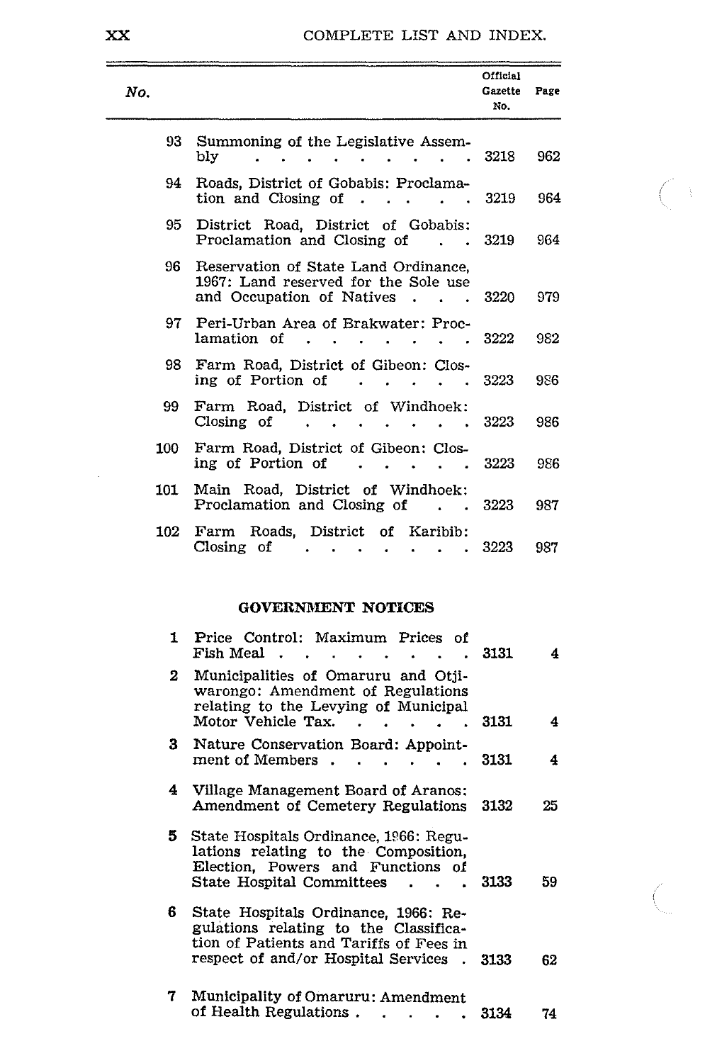| No. | | Official Gazette No. | Page |
|---|---|---|---|
| 93 | Summoning of the Legislative Assembly | 3218 | 962 |
| 94 | Roads, District of Gobabis: Proclamation and Closing of | 3219 | 964 |
| 95 | District Road, District of Gobabis: Proclamation and Closing of | 3219 | 964 |
| 96 | Reservation of State Land Ordinance, 1967: Land reserved for the Sole use and Occupation of Natives | 3220 | 979 |
| 97 | Peri-Urban Area of Brakwater: Proclamation of | 3222 | 982 |
| 98 | Farm Road, District of Gibeon: Closing of Portion of | 3223 | 986 |
| 99 | Farm Road, District of Windhoek: Closing of | 3223 | 986 |
| 100 | Farm Road, District of Gibeon: Closing of Portion of | 3223 | 986 |
| 101 | Main Road, District of Windhoek: Proclamation and Closing of | 3223 | 987 |
| 102 | Farm Roads, District of Karibib: Closing of | 3223 | 987 |

## GOVERNMENT NOTICES

| No. | | Official Gazette No. | Page |
|---|---|---|---|
| 1 | Price Control: Maximum Prices of Fish Meal | 3131 | 4 |
| 2 | Municipalities of Omaruru and Otjiwarongo: Amendment of Regulations relating to the Levying of Municipal Motor Vehicle Tax. | 3131 | 4 |
| 3 | Nature Conservation Board: Appointment of Members | 3131 | 4 |
| 4 | Village Management Board of Aranos: Amendment of Cemetery Regulations | 3132 | 25 |
| 5 | State Hospitals Ordinance, 1966: Regulations relating to the Composition, Election, Powers and Functions of State Hospital Committees | 3133 | 59 |
| 6 | State Hospitals Ordinance, 1966: Regulations relating to the Classification of Patients and Tariffs of Fees in respect of and/or Hospital Services | 3133 | 62 |
| 7 | Municipality of Omaruru: Amendment of Health Regulations | 3134 | 74 |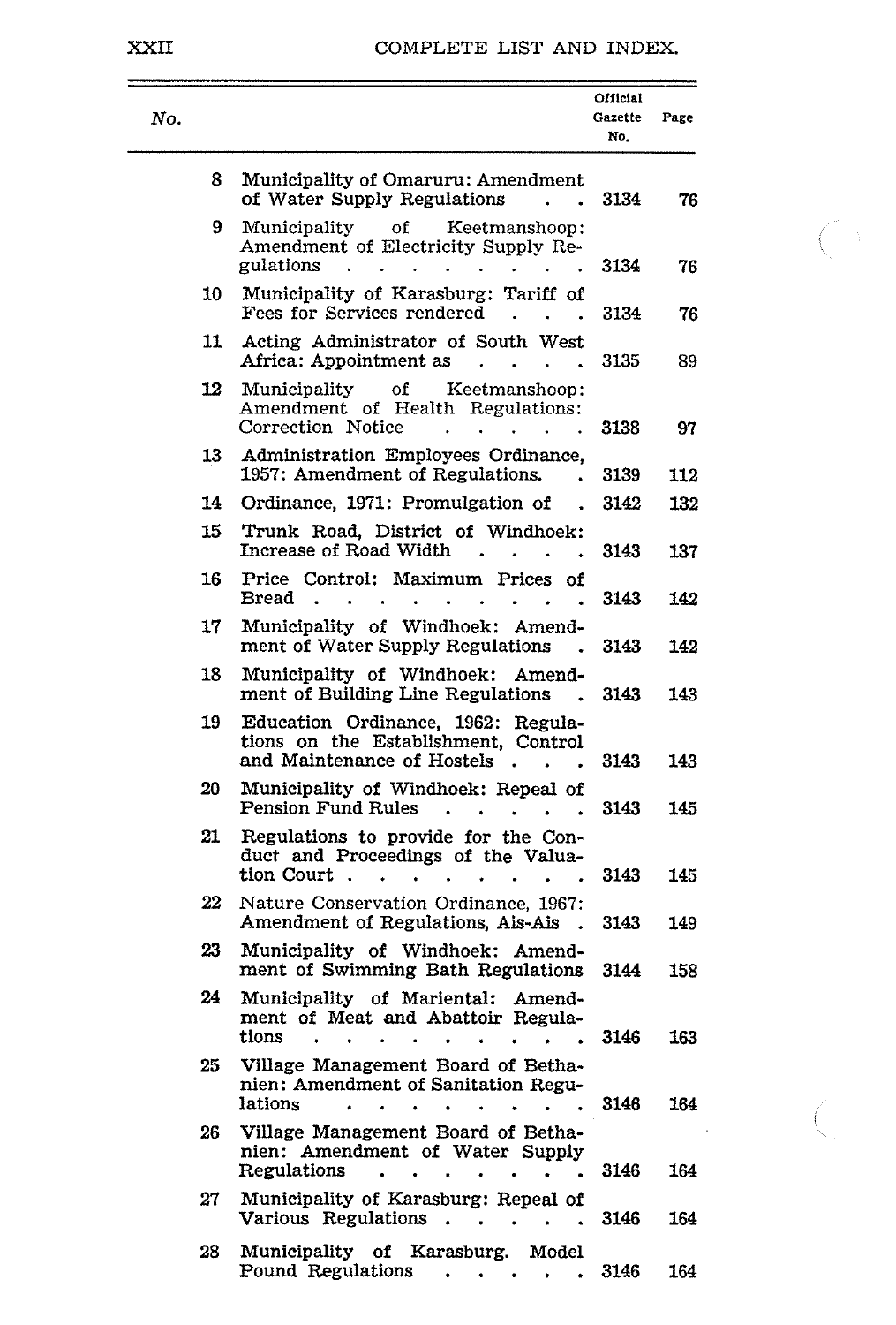| No. | | Official Gazette No. | Page |
|---|---|---|---|
| 8 | Municipality of Omaruru: Amendment of Water Supply Regulations | 3134 | 76 |
| 9 | Municipality of Keetmanshoop: Amendment of Electricity Supply Regulations | 3134 | 76 |
| 10 | Municipality of Karasburg: Tariff of Fees for Services rendered | 3134 | 76 |
| 11 | Acting Administrator of South West Africa: Appointment as | 3135 | 89 |
| 12 | Municipality of Keetmanshoop: Amendment of Health Regulations: Correction Notice | 3138 | 97 |
| 13 | Administration Employees Ordinance, 1957: Amendment of Regulations. | 3139 | 112 |
| 14 | Ordinance, 1971: Promulgation of | 3142 | 132 |
| 15 | Trunk Road, District of Windhoek: Increase of Road Width | 3143 | 137 |
| 16 | Price Control: Maximum Prices of Bread | 3143 | 142 |
| 17 | Municipality of Windhoek: Amendment of Water Supply Regulations | 3143 | 142 |
| 18 | Municipality of Windhoek: Amendment of Building Line Regulations | 3143 | 143 |
| 19 | Education Ordinance, 1962: Regulations on the Establishment, Control and Maintenance of Hostels | 3143 | 143 |
| 20 | Municipality of Windhoek: Repeal of Pension Fund Rules | 3143 | 145 |
| 21 | Regulations to provide for the Conduct and Proceedings of the Valuation Court | 3143 | 145 |
| 22 | Nature Conservation Ordinance, 1967: Amendment of Regulations, Ais-Ais | 3143 | 149 |
| 23 | Municipality of Windhoek: Amendment of Swimming Bath Regulations | 3144 | 158 |
| 24 | Municipality of Mariental: Amendment of Meat and Abattoir Regulations | 3146 | 163 |
| 25 | Village Management Board of Bethanien: Amendment of Sanitation Regulations | 3146 | 164 |
| 26 | Village Management Board of Bethanien: Amendment of Water Supply Regulations | 3146 | 164 |
| 27 | Municipality of Karasburg: Repeal of Various Regulations | 3146 | 164 |
| 28 | Municipality of Karasburg. Model Pound Regulations | 3146 | 164 |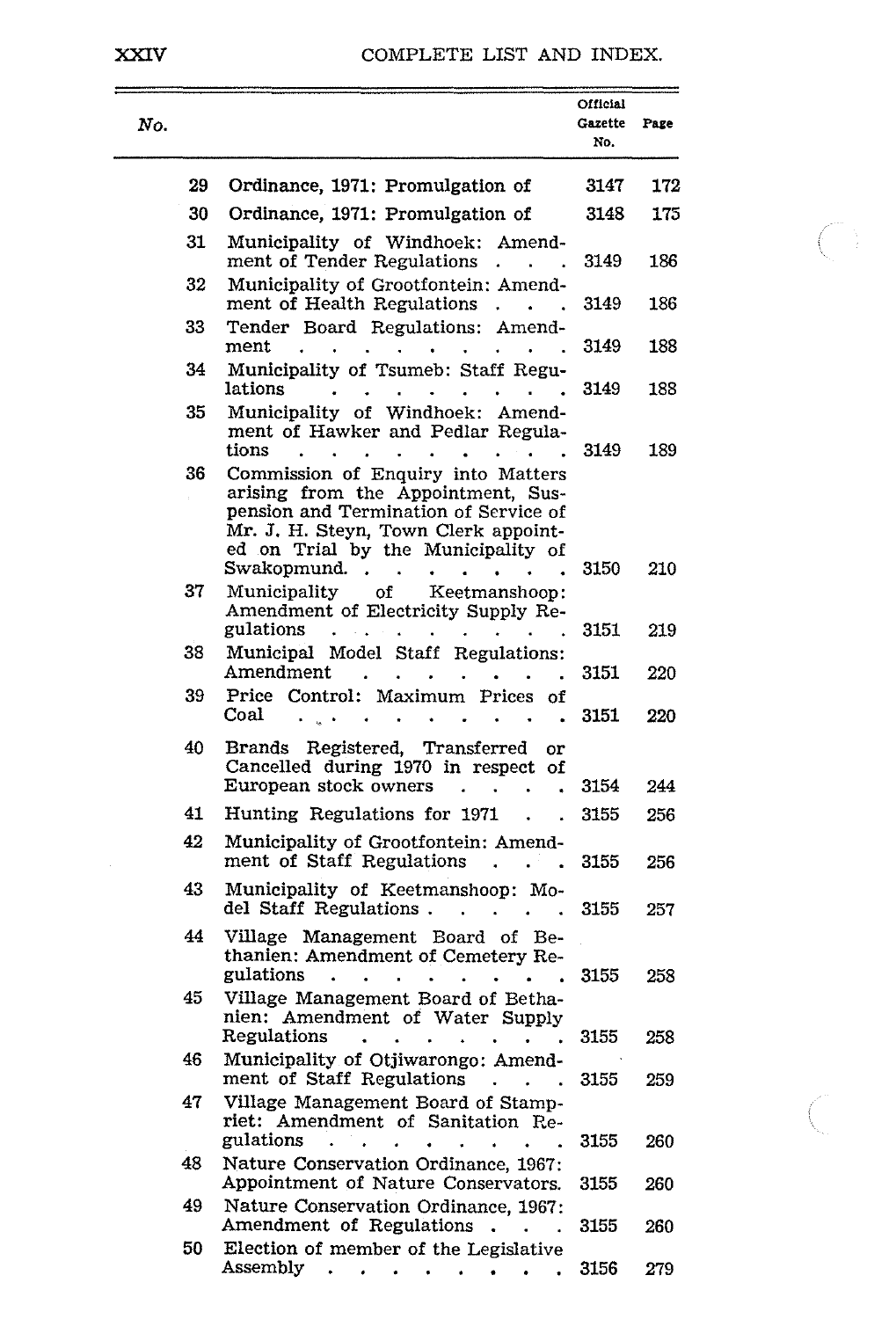| No. | | Official Gazette No. | Page |
|---|---|---|---|
| 29 | Ordinance, 1971: Promulgation of | 3147 | 172 |
| 30 | Ordinance, 1971: Promulgation of | 3148 | 175 |
| 31 | Municipality of Windhoek: Amendment of Tender Regulations . . . | 3149 | 186 |
| 32 | Municipality of Grootfontein: Amendment of Health Regulations . . . | 3149 | 186 |
| 33 | Tender Board Regulations: Amendment . . . . . . . . . . | 3149 | 188 |
| 34 | Municipality of Tsumeb: Staff Regulations . . . . . . . . . | 3149 | 188 |
| 35 | Municipality of Windhoek: Amendment of Hawker and Pedlar Regulations . . . . . . . . . . | 3149 | 189 |
| 36 | Commission of Enquiry into Matters arising from the Appointment, Suspension and Termination of Service of Mr. J. H. Steyn, Town Clerk appointed on Trial by the Municipality of Swakopmund. . . . . . . . | 3150 | 210 |
| 37 | Municipality of Keetmanshoop: Amendment of Electricity Supply Regulations . . . . . . . . . . | 3151 | 219 |
| 38 | Municipal Model Staff Regulations: Amendment . . . . . . . . | 3151 | 220 |
| 39 | Price Control: Maximum Prices of Coal . . . . . . . . . . . | 3151 | 220 |
| 40 | Brands Registered, Transferred or Cancelled during 1970 in respect of European stock owners . . . . | 3154 | 244 |
| 41 | Hunting Regulations for 1971 . . | 3155 | 256 |
| 42 | Municipality of Grootfontein: Amendment of Staff Regulations . . . | 3155 | 256 |
| 43 | Municipality of Keetmanshoop: Model Staff Regulations . . . . . | 3155 | 257 |
| 44 | Village Management Board of Bethanien: Amendment of Cemetery Regulations . . . . . . . . . . | 3155 | 258 |
| 45 | Village Management Board of Bethanien: Amendment of Water Supply Regulations . . . . . . . . | 3155 | 258 |
| 46 | Municipality of Otjiwarongo: Amendment of Staff Regulations . . . | 3155 | 259 |
| 47 | Village Management Board of Stampriet: Amendment of Sanitation Regulations . . . . . . . . . | 3155 | 260 |
| 48 | Nature Conservation Ordinance, 1967: Appointment of Nature Conservators. | 3155 | 260 |
| 49 | Nature Conservation Ordinance, 1967: Amendment of Regulations . . . | 3155 | 260 |
| 50 | Election of member of the Legislative Assembly . . . . . . . . . | 3156 | 279 |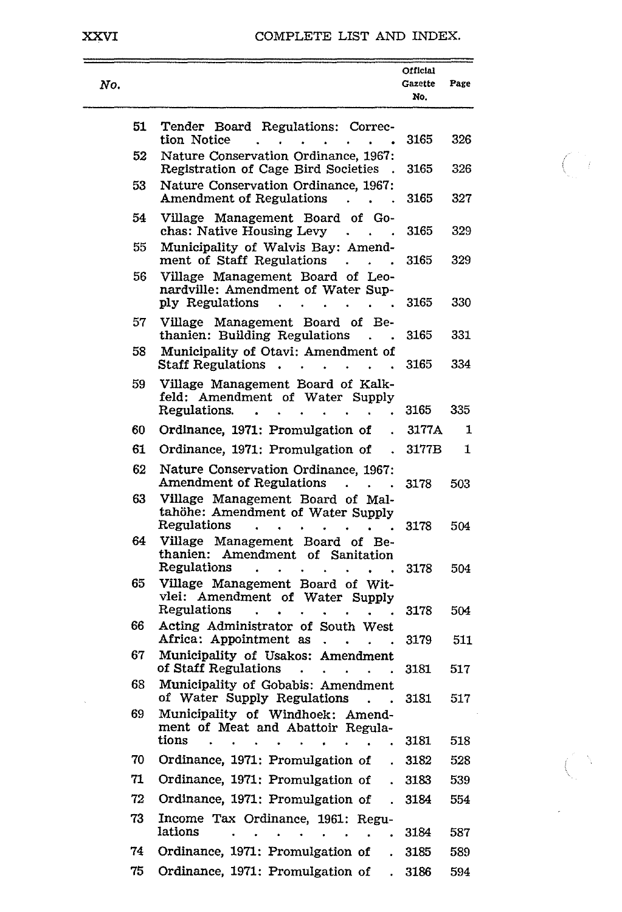| No. | | Official Gazette No. | Page |
|---|---|---|---|
| 51 | Tender Board Regulations: Correction Notice | 3165 | 326 |
| 52 | Nature Conservation Ordinance, 1967: Registration of Cage Bird Societies | 3165 | 326 |
| 53 | Nature Conservation Ordinance, 1967: Amendment of Regulations | 3165 | 327 |
| 54 | Village Management Board of Gochas: Native Housing Levy | 3165 | 329 |
| 55 | Municipality of Walvis Bay: Amendment of Staff Regulations | 3165 | 329 |
| 56 | Village Management Board of Leonardville: Amendment of Water Supply Regulations | 3165 | 330 |
| 57 | Village Management Board of Bethanien: Building Regulations | 3165 | 331 |
| 58 | Municipality of Otavi: Amendment of Staff Regulations | 3165 | 334 |
| 59 | Village Management Board of Kalkfeld: Amendment of Water Supply Regulations. | 3165 | 335 |
| 60 | Ordinance, 1971: Promulgation of | 3177A | 1 |
| 61 | Ordinance, 1971: Promulgation of | 3177B | 1 |
| 62 | Nature Conservation Ordinance, 1967: Amendment of Regulations | 3178 | 503 |
| 63 | Village Management Board of Maltahöhe: Amendment of Water Supply Regulations | 3178 | 504 |
| 64 | Village Management Board of Bethanien: Amendment of Sanitation Regulations | 3178 | 504 |
| 65 | Village Management Board of Witvlei: Amendment of Water Supply Regulations | 3178 | 504 |
| 66 | Acting Administrator of South West Africa: Appointment as | 3179 | 511 |
| 67 | Municipality of Usakos: Amendment of Staff Regulations | 3181 | 517 |
| 68 | Municipality of Gobabis: Amendment of Water Supply Regulations | 3181 | 517 |
| 69 | Municipality of Windhoek: Amendment of Meat and Abattoir Regulations | 3181 | 518 |
| 70 | Ordinance, 1971: Promulgation of | 3182 | 528 |
| 71 | Ordinance, 1971: Promulgation of | 3183 | 539 |
| 72 | Ordinance, 1971: Promulgation of | 3184 | 554 |
| 73 | Income Tax Ordinance, 1961: Regulations | 3184 | 587 |
| 74 | Ordinance, 1971: Promulgation of | 3185 | 589 |
| 75 | Ordinance, 1971: Promulgation of | 3186 | 594 |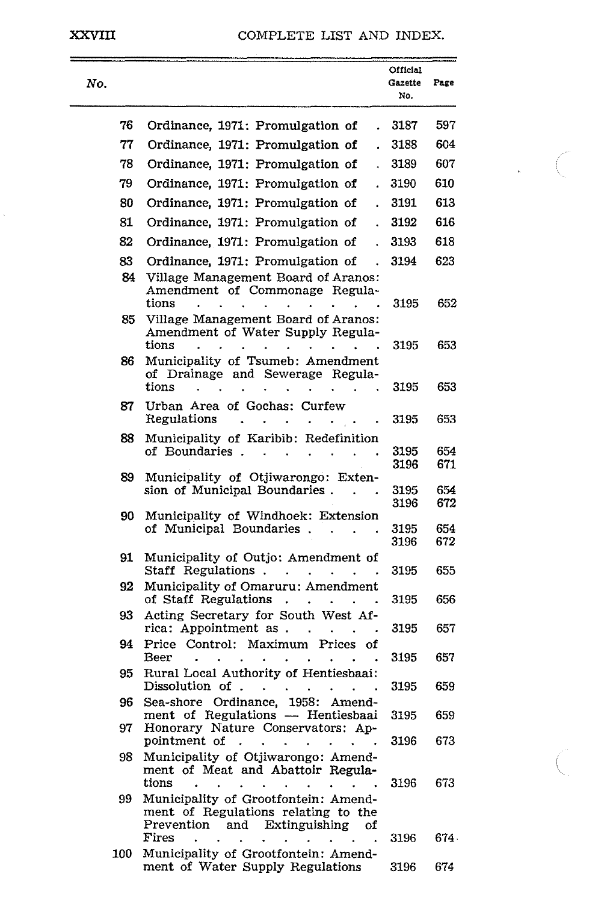| No. | | Official Gazette No. | Page |
|---|---|---|---|
| 76 | Ordinance, 1971: Promulgation of | 3187 | 597 |
| 77 | Ordinance, 1971: Promulgation of | 3188 | 604 |
| 78 | Ordinance, 1971: Promulgation of | 3189 | 607 |
| 79 | Ordinance, 1971: Promulgation of | 3190 | 610 |
| 80 | Ordinance, 1971: Promulgation of | 3191 | 613 |
| 81 | Ordinance, 1971: Promulgation of | 3192 | 616 |
| 82 | Ordinance, 1971: Promulgation of | 3193 | 618 |
| 83 | Ordinance, 1971: Promulgation of | 3194 | 623 |
| 84 | Village Management Board of Aranos: Amendment of Commonage Regulations | 3195 | 652 |
| 85 | Village Management Board of Aranos: Amendment of Water Supply Regulations | 3195 | 653 |
| 86 | Municipality of Tsumeb: Amendment of Drainage and Sewerage Regulations | 3195 | 653 |
| 87 | Urban Area of Gochas: Curfew Regulations | 3195 | 653 |
| 88 | Municipality of Karibib: Redefinition of Boundaries | 3195<br>3196 | 654<br>671 |
| 89 | Municipality of Otjiwarongo: Extension of Municipal Boundaries | 3195<br>3196 | 654<br>672 |
| 90 | Municipality of Windhoek: Extension of Municipal Boundaries | 3195<br>3196 | 654<br>672 |
| 91 | Municipality of Outjo: Amendment of Staff Regulations | 3195 | 655 |
| 92 | Municipality of Omaruru: Amendment of Staff Regulations | 3195 | 656 |
| 93 | Acting Secretary for South West Africa: Appointment as | 3195 | 657 |
| 94 | Price Control: Maximum Prices of Beer | 3195 | 657 |
| 95 | Rural Local Authority of Hentiesbaai: Dissolution of | 3195 | 659 |
| 96 | Sea-shore Ordinance, 1958: Amendment of Regulations — Hentiesbaai | 3195 | 659 |
| 97 | Honorary Nature Conservators: Appointment of | 3196 | 673 |
| 98 | Municipality of Otjiwarongo: Amendment of Meat and Abattoir Regulations | 3196 | 673 |
| 99 | Municipality of Grootfontein: Amendment of Regulations relating to the Prevention and Extinguishing of Fires | 3196 | 674 |
| 100 | Municipality of Grootfontein: Amendment of Water Supply Regulations | 3196 | 674 |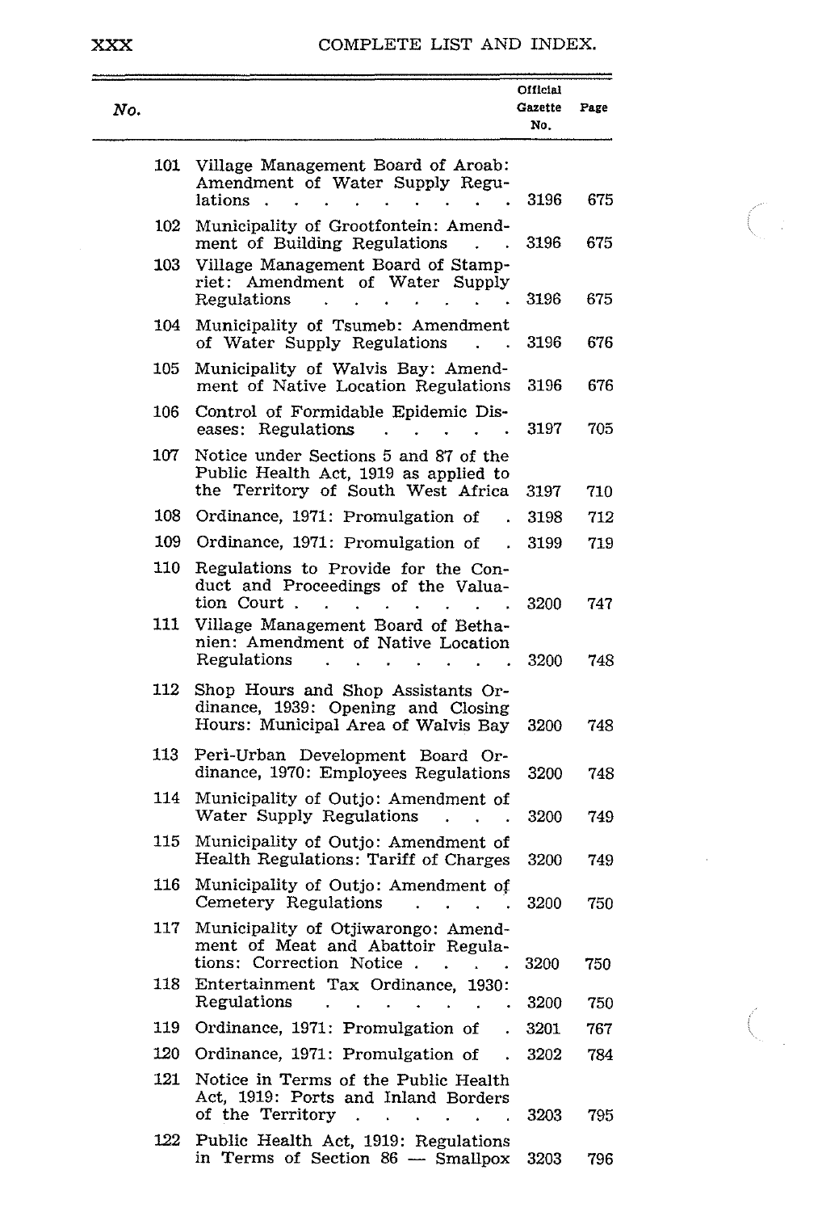| No. | | Official Gazette No. | Page |
|---|---|---|---|
| 101 | Village Management Board of Aroab: Amendment of Water Supply Regulations | 3196 | 675 |
| 102 | Municipality of Grootfontein: Amendment of Building Regulations | 3196 | 675 |
| 103 | Village Management Board of Stampriet: Amendment of Water Supply Regulations | 3196 | 675 |
| 104 | Municipality of Tsumeb: Amendment of Water Supply Regulations | 3196 | 676 |
| 105 | Municipality of Walvis Bay: Amendment of Native Location Regulations | 3196 | 676 |
| 106 | Control of Formidable Epidemic Diseases: Regulations | 3197 | 705 |
| 107 | Notice under Sections 5 and 87 of the Public Health Act, 1919 as applied to the Territory of South West Africa | 3197 | 710 |
| 108 | Ordinance, 1971: Promulgation of | 3198 | 712 |
| 109 | Ordinance, 1971: Promulgation of | 3199 | 719 |
| 110 | Regulations to Provide for the Conduct and Proceedings of the Valuation Court | 3200 | 747 |
| 111 | Village Management Board of Bethanien: Amendment of Native Location Regulations | 3200 | 748 |
| 112 | Shop Hours and Shop Assistants Ordinance, 1939: Opening and Closing Hours: Municipal Area of Walvis Bay | 3200 | 748 |
| 113 | Peri-Urban Development Board Ordinance, 1970: Employees Regulations | 3200 | 748 |
| 114 | Municipality of Outjo: Amendment of Water Supply Regulations | 3200 | 749 |
| 115 | Municipality of Outjo: Amendment of Health Regulations: Tariff of Charges | 3200 | 749 |
| 116 | Municipality of Outjo: Amendment of Cemetery Regulations | 3200 | 750 |
| 117 | Municipality of Otjiwarongo: Amendment of Meat and Abattoir Regulations: Correction Notice | 3200 | 750 |
| 118 | Entertainment Tax Ordinance, 1930: Regulations | 3200 | 750 |
| 119 | Ordinance, 1971: Promulgation of | 3201 | 767 |
| 120 | Ordinance, 1971: Promulgation of | 3202 | 784 |
| 121 | Notice in Terms of the Public Health Act, 1919: Ports and Inland Borders of the Territory | 3203 | 795 |
| 122 | Public Health Act, 1919: Regulations in Terms of Section 86 — Smallpox | 3203 | 796 |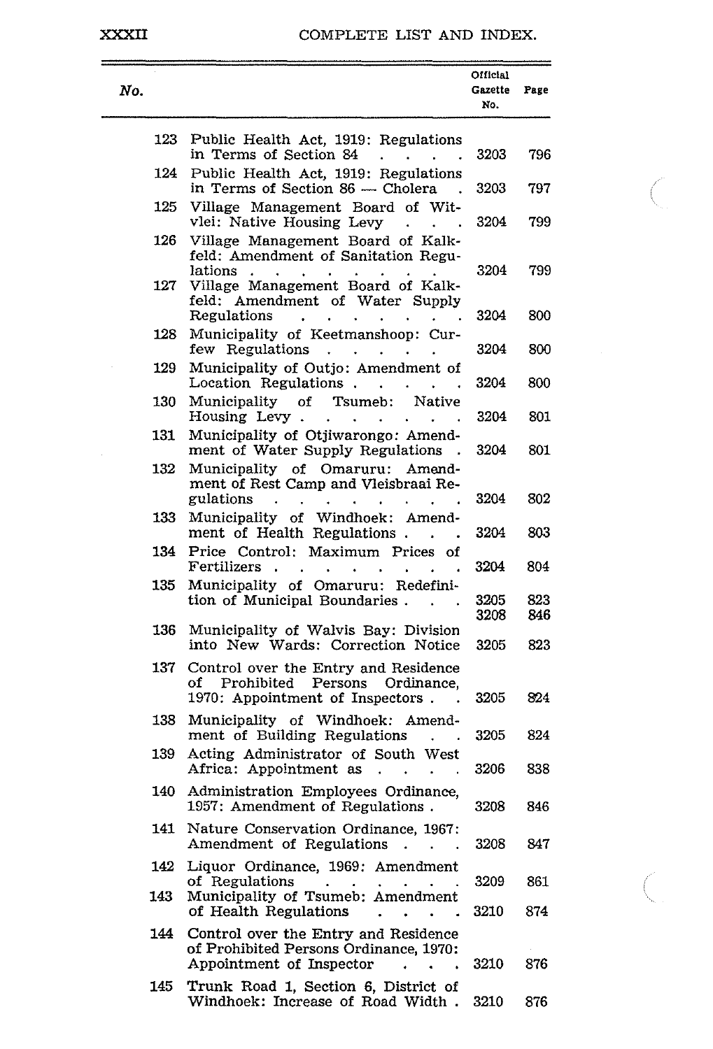| No. | | Official Gazette No. | Page |
|---|---|---|---|
| 123 | Public Health Act, 1919: Regulations in Terms of Section 84 | 3203 | 796 |
| 124 | Public Health Act, 1919: Regulations in Terms of Section 86 — Cholera | 3203 | 797 |
| 125 | Village Management Board of Witvlei: Native Housing Levy | 3204 | 799 |
| 126 | Village Management Board of Kalkfeld: Amendment of Sanitation Regulations | 3204 | 799 |
| 127 | Village Management Board of Kalkfeld: Amendment of Water Supply Regulations | 3204 | 800 |
| 128 | Municipality of Keetmanshoop: Curfew Regulations | 3204 | 800 |
| 129 | Municipality of Outjo: Amendment of Location Regulations | 3204 | 800 |
| 130 | Municipality of Tsumeb: Native Housing Levy | 3204 | 801 |
| 131 | Municipality of Otjiwarongo: Amendment of Water Supply Regulations | 3204 | 801 |
| 132 | Municipality of Omaruru: Amendment of Rest Camp and Vleisbraai Regulations | 3204 | 802 |
| 133 | Municipality of Windhoek: Amendment of Health Regulations | 3204 | 803 |
| 134 | Price Control: Maximum Prices of Fertilizers | 3204 | 804 |
| 135 | Municipality of Omaruru: Redefinition of Municipal Boundaries | 3205<br>3208 | 823<br>846 |
| 136 | Municipality of Walvis Bay: Division into New Wards: Correction Notice | 3205 | 823 |
| 137 | Control over the Entry and Residence of Prohibited Persons Ordinance, 1970: Appointment of Inspectors | 3205 | 824 |
| 138 | Municipality of Windhoek: Amendment of Building Regulations | 3205 | 824 |
| 139 | Acting Administrator of South West Africa: Appointment as | 3206 | 838 |
| 140 | Administration Employees Ordinance, 1957: Amendment of Regulations | 3208 | 846 |
| 141 | Nature Conservation Ordinance, 1967: Amendment of Regulations | 3208 | 847 |
| 142 | Liquor Ordinance, 1969: Amendment of Regulations | 3209 | 861 |
| 143 | Municipality of Tsumeb: Amendment of Health Regulations | 3210 | 874 |
| 144 | Control over the Entry and Residence of Prohibited Persons Ordinance, 1970: Appointment of Inspector | 3210 | 876 |
| 145 | Trunk Road 1, Section 6, District of Windhoek: Increase of Road Width | 3210 | 876 |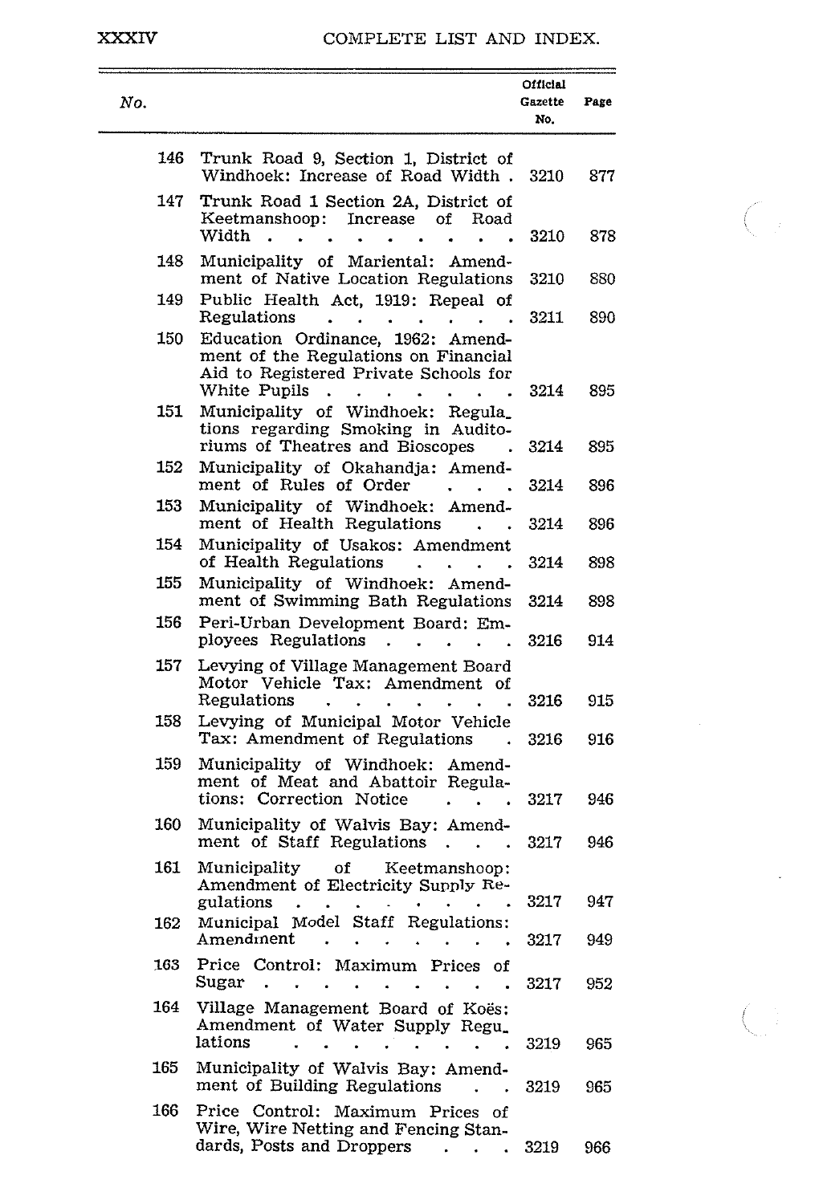| No. | | Official Gazette No. | Page |
|---|---|---|---|
| 146 | Trunk Road 9, Section 1, District of Windhoek: Increase of Road Width | 3210 | 877 |
| 147 | Trunk Road 1 Section 2A, District of Keetmanshoop: Increase of Road Width | 3210 | 878 |
| 148 | Municipality of Mariental: Amendment of Native Location Regulations | 3210 | 880 |
| 149 | Public Health Act, 1919: Repeal of Regulations | 3211 | 890 |
| 150 | Education Ordinance, 1962: Amendment of the Regulations on Financial Aid to Registered Private Schools for White Pupils | 3214 | 895 |
| 151 | Municipality of Windhoek: Regulations regarding Smoking in Auditoriums of Theatres and Bioscopes | 3214 | 895 |
| 152 | Municipality of Okahandja: Amendment of Rules of Order | 3214 | 896 |
| 153 | Municipality of Windhoek: Amendment of Health Regulations | 3214 | 896 |
| 154 | Municipality of Usakos: Amendment of Health Regulations | 3214 | 898 |
| 155 | Municipality of Windhoek: Amendment of Swimming Bath Regulations | 3214 | 898 |
| 156 | Peri-Urban Development Board: Employees Regulations | 3216 | 914 |
| 157 | Levying of Village Management Board Motor Vehicle Tax: Amendment of Regulations | 3216 | 915 |
| 158 | Levying of Municipal Motor Vehicle Tax: Amendment of Regulations | 3216 | 916 |
| 159 | Municipality of Windhoek: Amendment of Meat and Abattoir Regulations: Correction Notice | 3217 | 946 |
| 160 | Municipality of Walvis Bay: Amendment of Staff Regulations | 3217 | 946 |
| 161 | Municipality of Keetmanshoop: Amendment of Electricity Supply Regulations | 3217 | 947 |
| 162 | Municipal Model Staff Regulations: Amendment | 3217 | 949 |
| 163 | Price Control: Maximum Prices of Sugar | 3217 | 952 |
| 164 | Village Management Board of Koës: Amendment of Water Supply Regulations | 3219 | 965 |
| 165 | Municipality of Walvis Bay: Amendment of Building Regulations | 3219 | 965 |
| 166 | Price Control: Maximum Prices of Wire, Wire Netting and Fencing Standards, Posts and Droppers | 3219 | 966 |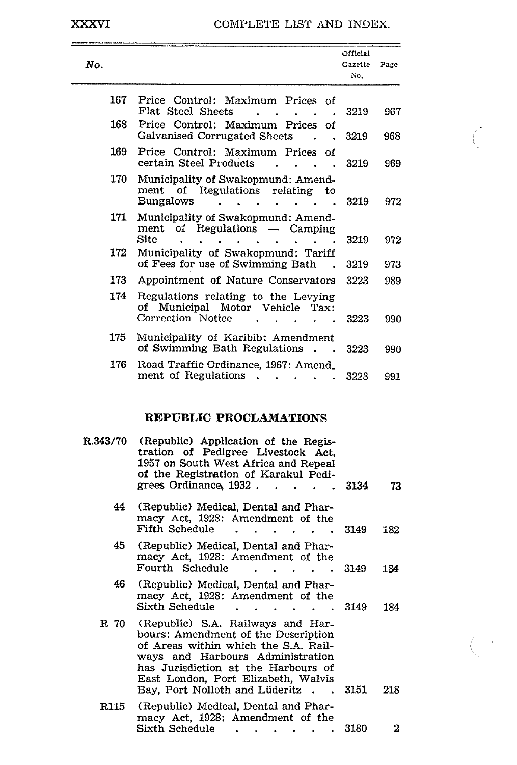| No. | | Official Gazette No. | Page |
|---|---|---|---|
| 167 | Price Control: Maximum Prices of Flat Steel Sheets | 3219 | 967 |
| 168 | Price Control: Maximum Prices of Galvanised Corrugated Sheets | 3219 | 968 |
| 169 | Price Control: Maximum Prices of certain Steel Products | 3219 | 969 |
| 170 | Municipality of Swakopmund: Amendment of Regulations relating to Bungalows | 3219 | 972 |
| 171 | Municipality of Swakopmund: Amendment of Regulations — Camping Site | 3219 | 972 |
| 172 | Municipality of Swakopmund: Tariff of Fees for use of Swimming Bath | 3219 | 973 |
| 173 | Appointment of Nature Conservators | 3223 | 989 |
| 174 | Regulations relating to the Levying of Municipal Motor Vehicle Tax: Correction Notice | 3223 | 990 |
| 175 | Municipality of Karibib: Amendment of Swimming Bath Regulations | 3223 | 990 |
| 176 | Road Traffic Ordinance, 1967: Amendment of Regulations | 3223 | 991 |

## REPUBLIC PROCLAMATIONS

| No. | | Official Gazette No. | Page |
|---|---|---|---|
| R.343/70 | (Republic) Application of the Registration of Pedigree Livestock Act, 1957 on South West Africa and Repeal of the Registration of Karakul Pedigrees Ordinance, 1932 | 3134 | 73 |
| 44 | (Republic) Medical, Dental and Pharmacy Act, 1928: Amendment of the Fifth Schedule | 3149 | 182 |
| 45 | (Republic) Medical, Dental and Pharmacy Act, 1928: Amendment of the Fourth Schedule | 3149 | 184 |
| 46 | (Republic) Medical, Dental and Pharmacy Act, 1928: Amendment of the Sixth Schedule | 3149 | 184 |
| R 70 | (Republic) S.A. Railways and Harbours: Amendment of the Description of Areas within which the S.A. Railways and Harbours Administration has Jurisdiction at the Harbours of East London, Port Elizabeth, Walvis Bay, Port Nolloth and Lüderitz | 3151 | 218 |
| R115 | (Republic) Medical, Dental and Pharmacy Act, 1928: Amendment of the Sixth Schedule | 3180 | 2 |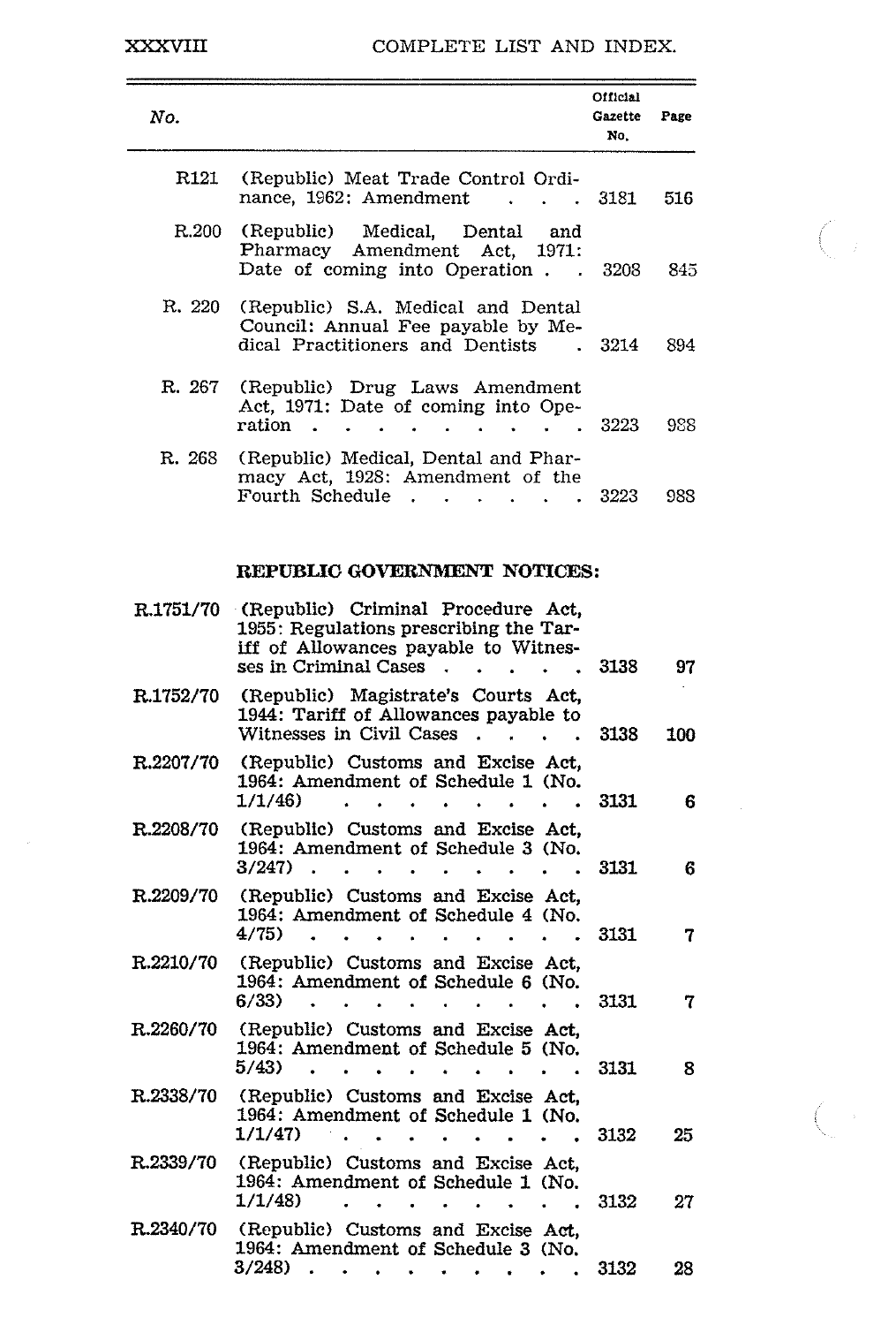| No. | | Official Gazette No. | Page |
|---|---|---|---|
| R121 | (Republic) Meat Trade Control Ordinance, 1962: Amendment . . . | 3181 | 516 |
| R.200 | (Republic) Medical, Dental and Pharmacy Amendment Act, 1971: Date of coming into Operation . . | 3208 | 845 |
| R. 220 | (Republic) S.A. Medical and Dental Council: Annual Fee payable by Medical Practitioners and Dentists . | 3214 | 894 |
| R. 267 | (Republic) Drug Laws Amendment Act, 1971: Date of coming into Operation . . . . . . . . . . | 3223 | 988 |
| R. 268 | (Republic) Medical, Dental and Pharmacy Act, 1928: Amendment of the Fourth Schedule . . . . . . | 3223 | 988 |

**REPUBLIC GOVERNMENT NOTICES:**

| No. | | Official Gazette No. | Page |
|---|---|---|---|
| R.1751/70 | (Republic) Criminal Procedure Act, 1955: Regulations prescribing the Tariff of Allowances payable to Witnesses in Criminal Cases . . . . . | 3138 | 97 |
| R.1752/70 | (Republic) Magistrate's Courts Act, 1944: Tariff of Allowances payable to Witnesses in Civil Cases . . . . | 3138 | 100 |
| R.2207/70 | (Republic) Customs and Excise Act, 1964: Amendment of Schedule 1 (No. 1/1/46) . . . . . . . . . . | 3131 | 6 |
| R.2208/70 | (Republic) Customs and Excise Act, 1964: Amendment of Schedule 3 (No. 3/247) . . . . . . . . . . | 3131 | 6 |
| R.2209/70 | (Republic) Customs and Excise Act, 1964: Amendment of Schedule 4 (No. 4/75) . . . . . . . . . . | 3131 | 7 |
| R.2210/70 | (Republic) Customs and Excise Act, 1964: Amendment of Schedule 6 (No. 6/33) . . . . . . . . . . | 3131 | 7 |
| R.2260/70 | (Republic) Customs and Excise Act, 1964: Amendment of Schedule 5 (No. 5/43) . . . . . . . . . . | 3131 | 8 |
| R.2338/70 | (Republic) Customs and Excise Act, 1964: Amendment of Schedule 1 (No. 1/1/47) . . . . . . . . . | 3132 | 25 |
| R.2339/70 | (Republic) Customs and Excise Act, 1964: Amendment of Schedule 1 (No. 1/1/48) . . . . . . . . . | 3132 | 27 |
| R.2340/70 | (Republic) Customs and Excise Act, 1964: Amendment of Schedule 3 (No. 3/248) . . . . . . . . . . | 3132 | 28 |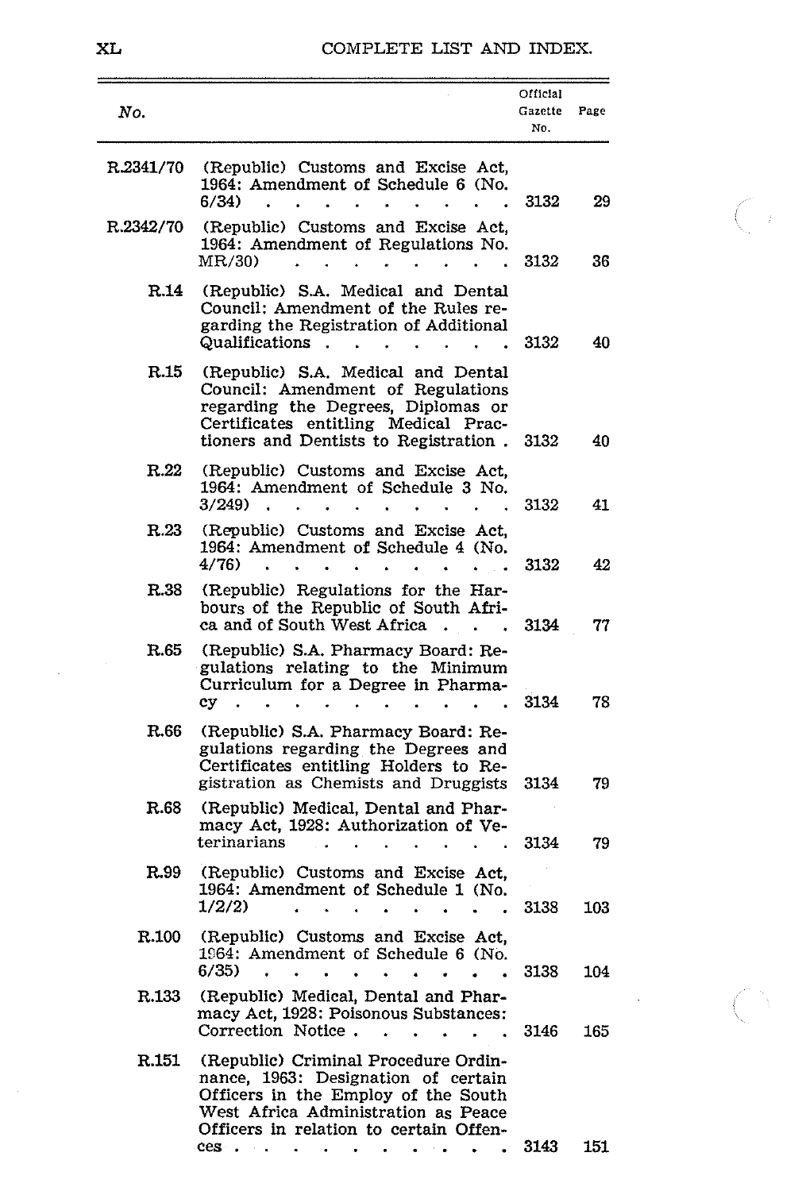| No. | | Official Gazette No. | Page |
|---|---|---|---|
| R.2341/70 | (Republic) Customs and Excise Act, 1964: Amendment of Schedule 6 (No. 6/34) | 3132 | 29 |
| R.2342/70 | (Republic) Customs and Excise Act, 1964: Amendment of Regulations No. MR/30) | 3132 | 36 |
| R.14 | (Republic) S.A. Medical and Dental Council: Amendment of the Rules regarding the Registration of Additional Qualifications | 3132 | 40 |
| R.15 | (Republic) S.A. Medical and Dental Council: Amendment of Regulations regarding the Degrees, Diplomas or Certificates entitling Medical Practioners and Dentists to Registration | 3132 | 40 |
| R.22 | (Republic) Customs and Excise Act, 1964: Amendment of Schedule 3 No. 3/249) | 3132 | 41 |
| R.23 | (Republic) Customs and Excise Act, 1964: Amendment of Schedule 4 (No. 4/76) | 3132 | 42 |
| R.38 | (Republic) Regulations for the Harbours of the Republic of South Africa and of South West Africa | 3134 | 77 |
| R.65 | (Republic) S.A. Pharmacy Board: Regulations relating to the Minimum Curriculum for a Degree in Pharmacy | 3134 | 78 |
| R.66 | (Republic) S.A. Pharmacy Board: Regulations regarding the Degrees and Certificates entitling Holders to Registration as Chemists and Druggists | 3134 | 79 |
| R.68 | (Republic) Medical, Dental and Pharmacy Act, 1928: Authorization of Veterinarians | 3134 | 79 |
| R.99 | (Republic) Customs and Excise Act, 1964: Amendment of Schedule 1 (No. 1/2/2) | 3138 | 103 |
| R.100 | (Republic) Customs and Excise Act, 1964: Amendment of Schedule 6 (No. 6/35) | 3138 | 104 |
| R.133 | (Republic) Medical, Dental and Pharmacy Act, 1928: Poisonous Substances: Correction Notice | 3146 | 165 |
| R.151 | (Republic) Criminal Procedure Ordinnance, 1963: Designation of certain Officers in the Employ of the South West Africa Administration as Peace Officers in relation to certain Offences | 3143 | 151 |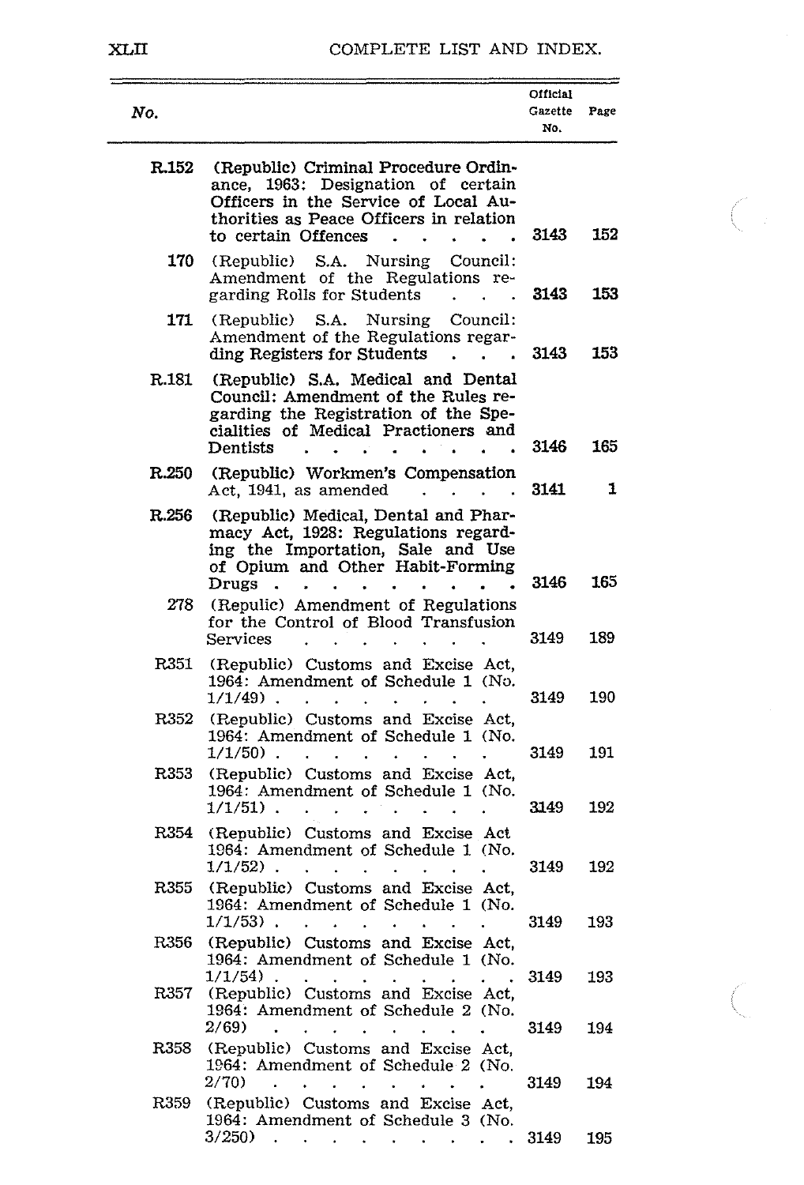| No. | | Official Gazette No. | Page |
|---|---|---|---|
| R.152 | (Republic) Criminal Procedure Ordinance, 1963: Designation of certain Officers in the Service of Local Authorities as Peace Officers in relation to certain Offences . . . . . | 3143 | 152 |
| 170 | (Republic) S.A. Nursing Council: Amendment of the Regulations regarding Rolls for Students . . . | 3143 | 153 |
| 171 | (Republic) S.A. Nursing Council: Amendment of the Regulations regarding Registers for Students . . . | 3143 | 153 |
| R.181 | (Republic) S.A. Medical and Dental Council: Amendment of the Rules regarding the Registration of the Specialities of Medical Practioners and Dentists . . . . . . . . . | 3146 | 165 |
| R.250 | (Republic) Workmen's Compensation Act, 1941, as amended . . . . | 3141 | 1 |
| R.256 | (Republic) Medical, Dental and Pharmacy Act, 1928: Regulations regarding the Importation, Sale and Use of Opium and Other Habit-Forming Drugs . . . . . . . . . . | 3146 | 165 |
| 278 | (Repulic) Amendment of Regulations for the Control of Blood Transfusion Services . . . . . . | 3149 | 189 |
| R351 | (Republic) Customs and Excise Act, 1964: Amendment of Schedule 1 (No. 1/1/49) . . . . . . . . . | 3149 | 190 |
| R352 | (Republic) Customs and Excise Act, 1964: Amendment of Schedule 1 (No. 1/1/50) . . . . . . . . | 3149 | 191 |
| R353 | (Republic) Customs and Excise Act, 1964: Amendment of Schedule 1 (No. 1/1/51) . . . . . . . . | 3149 | 192 |
| R354 | (Republic) Customs and Excise Act 1964: Amendment of Schedule 1 (No. 1/1/52) . . . . . . . . | 3149 | 192 |
| R355 | (Republic) Customs and Excise Act, 1964: Amendment of Schedule 1 (No. 1/1/53) . . . . . . . . | 3149 | 193 |
| R356 | (Republic) Customs and Excise Act, 1964: Amendment of Schedule 1 (No. 1/1/54) . . . . . . . . . | 3149 | 193 |
| R357 | (Republic) Customs and Excise Act, 1964: Amendment of Schedule 2 (No. 2/69) . . . . . . . . . . | 3149 | 194 |
| R358 | (Republic) Customs and Excise Act, 1964: Amendment of Schedule 2 (No. 2/70) . . . . . . . . . . | 3149 | 194 |
| R359 | (Republic) Customs and Excise Act, 1964: Amendment of Schedule 3 (No. 3/250) . . . . . . . . . . | 3149 | 195 |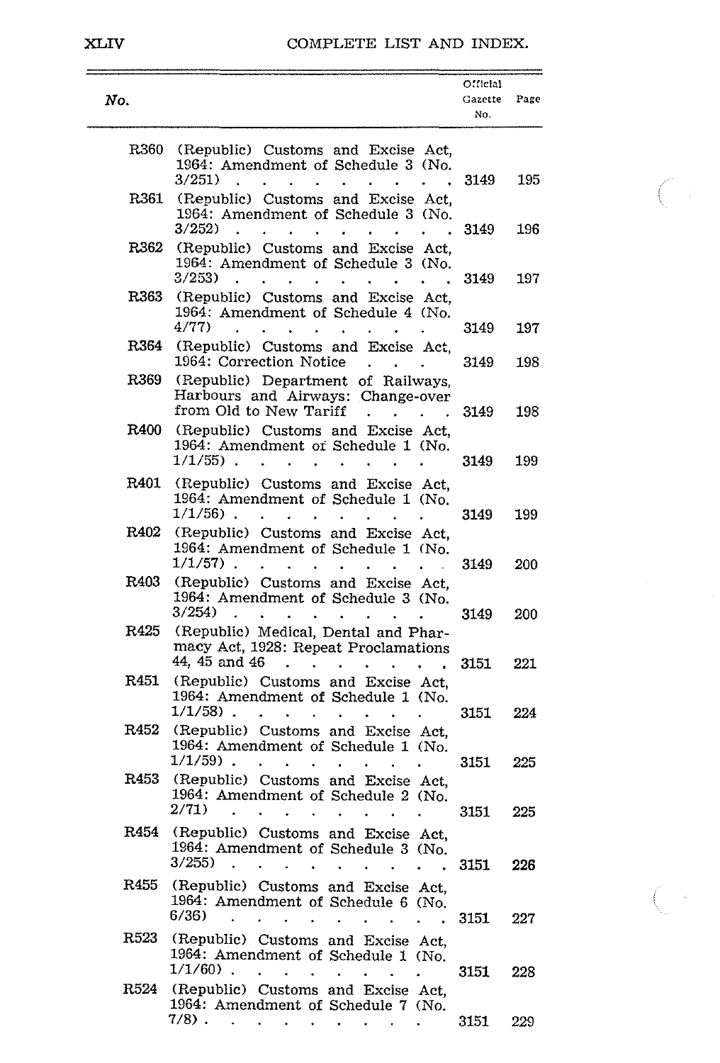| No. | | Official Gazette No. | Page |
|---|---|---|---|
| R360 | (Republic) Customs and Excise Act, 1964: Amendment of Schedule 3 (No. 3/251) | 3149 | 195 |
| R361 | (Republic) Customs and Excise Act, 1964: Amendment of Schedule 3 (No. 3/252) | 3149 | 196 |
| R362 | (Republic) Customs and Excise Act, 1964: Amendment of Schedule 3 (No. 3/253) | 3149 | 197 |
| R363 | (Republic) Customs and Excise Act, 1964: Amendment of Schedule 4 (No. 4/77) | 3149 | 197 |
| R364 | (Republic) Customs and Excise Act, 1964: Correction Notice | 3149 | 198 |
| R369 | (Republic) Department of Railways, Harbours and Airways: Change-over from Old to New Tariff | 3149 | 198 |
| R400 | (Republic) Customs and Excise Act, 1964: Amendment of Schedule 1 (No. 1/1/55) | 3149 | 199 |
| R401 | (Republic) Customs and Excise Act, 1964: Amendment of Schedule 1 (No. 1/1/56) | 3149 | 199 |
| R402 | (Republic) Customs and Excise Act, 1964: Amendment of Schedule 1 (No. 1/1/57) | 3149 | 200 |
| R403 | (Republic) Customs and Excise Act, 1964: Amendment of Schedule 3 (No. 3/254) | 3149 | 200 |
| R425 | (Republic) Medical, Dental and Pharmacy Act, 1928: Repeat Proclamations 44, 45 and 46 | 3151 | 221 |
| R451 | (Republic) Customs and Excise Act, 1964: Amendment of Schedule 1 (No. 1/1/58) | 3151 | 224 |
| R452 | (Republic) Customs and Excise Act, 1964: Amendment of Schedule 1 (No. 1/1/59) | 3151 | 225 |
| R453 | (Republic) Customs and Excise Act, 1964: Amendment of Schedule 2 (No. 2/71) | 3151 | 225 |
| R454 | (Republic) Customs and Excise Act, 1964: Amendment of Schedule 3 (No. 3/255) | 3151 | 226 |
| R455 | (Republic) Customs and Excise Act, 1964: Amendment of Schedule 6 (No. 6/36) | 3151 | 227 |
| R523 | (Republic) Customs and Excise Act, 1964: Amendment of Schedule 1 (No. 1/1/60) | 3151 | 228 |
| R524 | (Republic) Customs and Excise Act, 1964: Amendment of Schedule 7 (No. 7/8) | 3151 | 229 |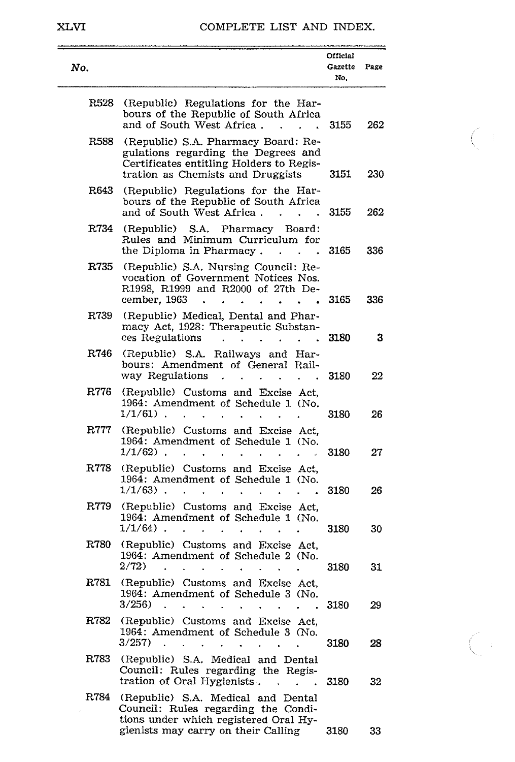| No. | | Official Gazette No. | Page |
|---|---|---|---|
| R528 | (Republic) Regulations for the Harbours of the Republic of South Africa and of South West Africa . . . . | 3155 | 262 |
| R588 | (Republic) S.A. Pharmacy Board: Regulations regarding the Degrees and Certificates entitling Holders to Registration as Chemists and Druggists | 3151 | 230 |
| R643 | (Republic) Regulations for the Harbours of the Republic of South Africa and of South West Africa . . . . | 3155 | 262 |
| R734 | (Republic) S.A. Pharmacy Board: Rules and Minimum Curriculum for the Diploma in Pharmacy . . . . | 3165 | 336 |
| R735 | (Republic) S.A. Nursing Council: Revocation of Government Notices Nos. R1998, R1999 and R2000 of 27th December, 1963 . . . . . . . | 3165 | 336 |
| R739 | (Republic) Medical, Dental and Pharmacy Act, 1928: Therapeutic Substances Regulations . . . . . . . | 3180 | 3 |
| R746 | (Republic) S.A. Railways and Harbours: Amendment of General Railway Regulations . . . . . . . | 3180 | 22 |
| R776 | (Republic) Customs and Excise Act, 1964: Amendment of Schedule 1 (No. 1/1/61) . . . . . . . . | 3180 | 26 |
| R777 | (Republic) Customs and Excise Act, 1964: Amendment of Schedule 1 (No. 1/1/62) . . . . . . . . . . | 3180 | 27 |
| R778 | (Republic) Customs and Excise Act, 1964: Amendment of Schedule 1 (No. 1/1/63) . . . . . . . . . . | 3180 | 26 |
| R779 | (Republic) Customs and Excise Act, 1964: Amendment of Schedule 1 (No. 1/1/64) . . . . . . . . | 3180 | 30 |
| R780 | (Republic) Customs and Excise Act, 1964: Amendment of Schedule 2 (No. 2/72) . . . . . . . . . | 3180 | 31 |
| R781 | (Republic) Customs and Excise Act, 1964: Amendment of Schedule 3 (No. 3/256) . . . . . . . . . . | 3180 | 29 |
| R782 | (Republic) Customs and Excise Act, 1964: Amendment of Schedule 3 (No. 3/257) . . . . . . . . . | 3180 | 28 |
| R783 | (Republic) S.A. Medical and Dental Council: Rules regarding the Registration of Oral Hygienists . . . . | 3180 | 32 |
| R784 | (Republic) S.A. Medical and Dental Council: Rules regarding the Conditions under which registered Oral Hygienists may carry on their Calling | 3180 | 33 |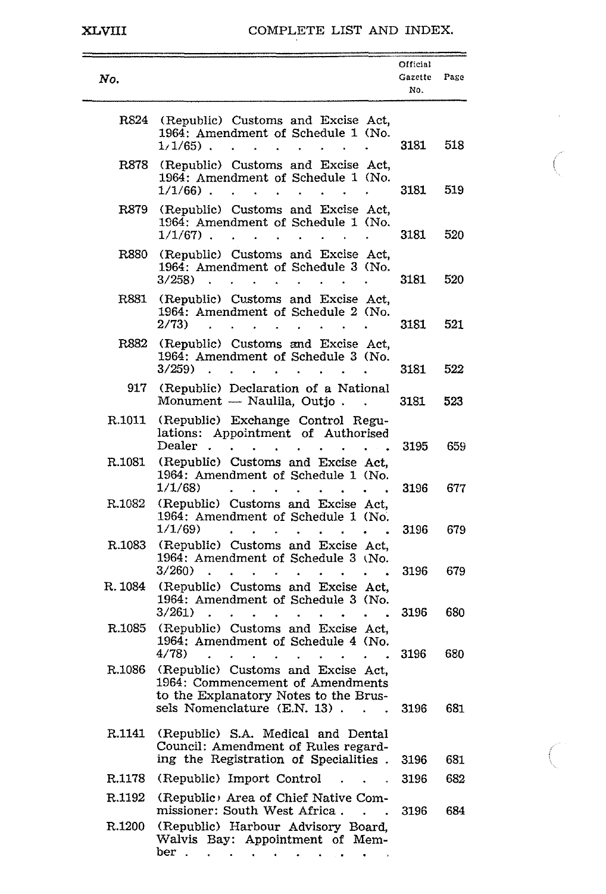| No. | | Official Gazette No. | Page |
|---|---|---|---|
| R824 | (Republic) Customs and Excise Act, 1964: Amendment of Schedule 1 (No. 1/1/65) . . . . . . . . . | 3181 | 518 |
| R878 | (Republic) Customs and Excise Act, 1964: Amendment of Schedule 1 (No. 1/1/66) . . . . . . . . . | 3181 | 519 |
| R879 | (Republic) Customs and Excise Act, 1964: Amendment of Schedule 1 (No. 1/1/67) . . . . . . . . . | 3181 | 520 |
| R880 | (Republic) Customs and Excise Act, 1964: Amendment of Schedule 3 (No. 3/258) . . . . . . . . . | 3181 | 520 |
| R881 | (Republic) Customs and Excise Act, 1964: Amendment of Schedule 2 (No. 2/73) . . . . . . . . . | 3181 | 521 |
| R882 | (Republic) Customs and Excise Act, 1964: Amendment of Schedule 3 (No. 3/259) . . . . . . . . | 3181 | 522 |
| 917 | (Republic) Declaration of a National Monument — Naulila, Outjo . . | 3181 | 523 |
| R.1011 | (Republic) Exchange Control Regulations: Appointment of Authorised Dealer . . . . . . . . . . . | 3195 | 659 |
| R.1081 | (Republic) Customs and Excise Act, 1964: Amendment of Schedule 1 (No. 1/1/68) . . . . . . . . . | 3196 | 677 |
| R.1082 | (Republic) Customs and Excise Act, 1964: Amendment of Schedule 1 (No. 1/1/69) . . . . . . . . . | 3196 | 679 |
| R.1083 | (Republic) Customs and Excise Act, 1964: Amendment of Schedule 3 (No. 3/260) . . . . . . . . . | 3196 | 679 |
| R. 1084 | (Republic) Customs and Excise Act, 1964: Amendment of Schedule 3 (No. 3/261) . . . . . . . . . | 3196 | 680 |
| R.1085 | (Republic) Customs and Excise Act, 1964: Amendment of Schedule 4 (No. 4/78) . . . . . . . . . | 3196 | 680 |
| R.1086 | (Republic) Customs and Excise Act, 1964: Commencement of Amendments to the Explanatory Notes to the Brussels Nomenclature (E.N. 13) . . . | 3196 | 681 |
| R.1141 | (Republic) S.A. Medical and Dental Council: Amendment of Rules regarding the Registration of Specialities . | 3196 | 681 |
| R.1178 | (Republic) Import Control . . . . | 3196 | 682 |
| R.1192 | (Republic) Area of Chief Native Commissioner: South West Africa . . . | 3196 | 684 |
| R.1200 | (Republic) Harbour Advisory Board, Walvis Bay: Appointment of Member . . . . . . . . . . . | | |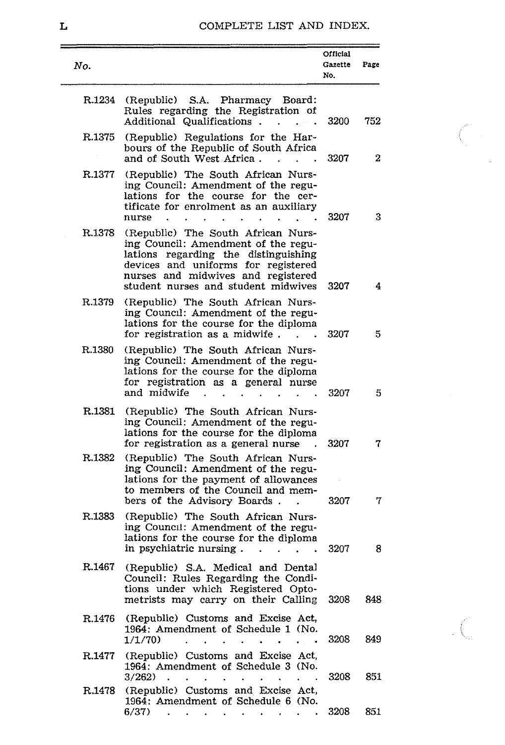| No. | | Official Gazette No. | Page |
|---|---|---|---|
| R.1234 | (Republic) S.A. Pharmacy Board: Rules regarding the Registration of Additional Qualifications | 3200 | 752 |
| R.1375 | (Republic) Regulations for the Harbours of the Republic of South Africa and of South West Africa | 3207 | 2 |
| R.1377 | (Republic) The South African Nursing Council: Amendment of the regulations for the course for the certificate for enrolment as an auxiliary nurse | 3207 | 3 |
| R.1378 | (Republic) The South African Nursing Council: Amendment of the regulations regarding the distinguishing devices and uniforms for registered nurses and midwives and registered student nurses and student midwives | 3207 | 4 |
| R.1379 | (Republic) The South African Nursing Council: Amendment of the regulations for the course for the diploma for registration as a midwife | 3207 | 5 |
| R.1380 | (Republic) The South African Nursing Council: Amendment of the regulations for the course for the diploma for registration as a general nurse and midwife | 3207 | 5 |
| R.1381 | (Republic) The South African Nursing Council: Amendment of the regulations for the course for the diploma for registration as a general nurse | 3207 | 7 |
| R.1382 | (Republic) The South African Nursing Council: Amendment of the regulations for the payment of allowances to members of the Council and members of the Advisory Boards | 3207 | 7 |
| R.1383 | (Republic) The South African Nursing Council: Amendment of the regulations for the course for the diploma in psychiatric nursing | 3207 | 8 |
| R.1467 | (Republic) S.A. Medical and Dental Council: Rules Regarding the Conditions under which Registered Optometrists may carry on their Calling | 3208 | 848 |
| R.1476 | (Republic) Customs and Excise Act, 1964: Amendment of Schedule 1 (No. 1/1/70) | 3208 | 849 |
| R.1477 | (Republic) Customs and Excise Act, 1964: Amendment of Schedule 3 (No. 3/262) | 3208 | 851 |
| R.1478 | (Republic) Customs and Excise Act, 1964: Amendment of Schedule 6 (No. 6/37) | 3208 | 851 |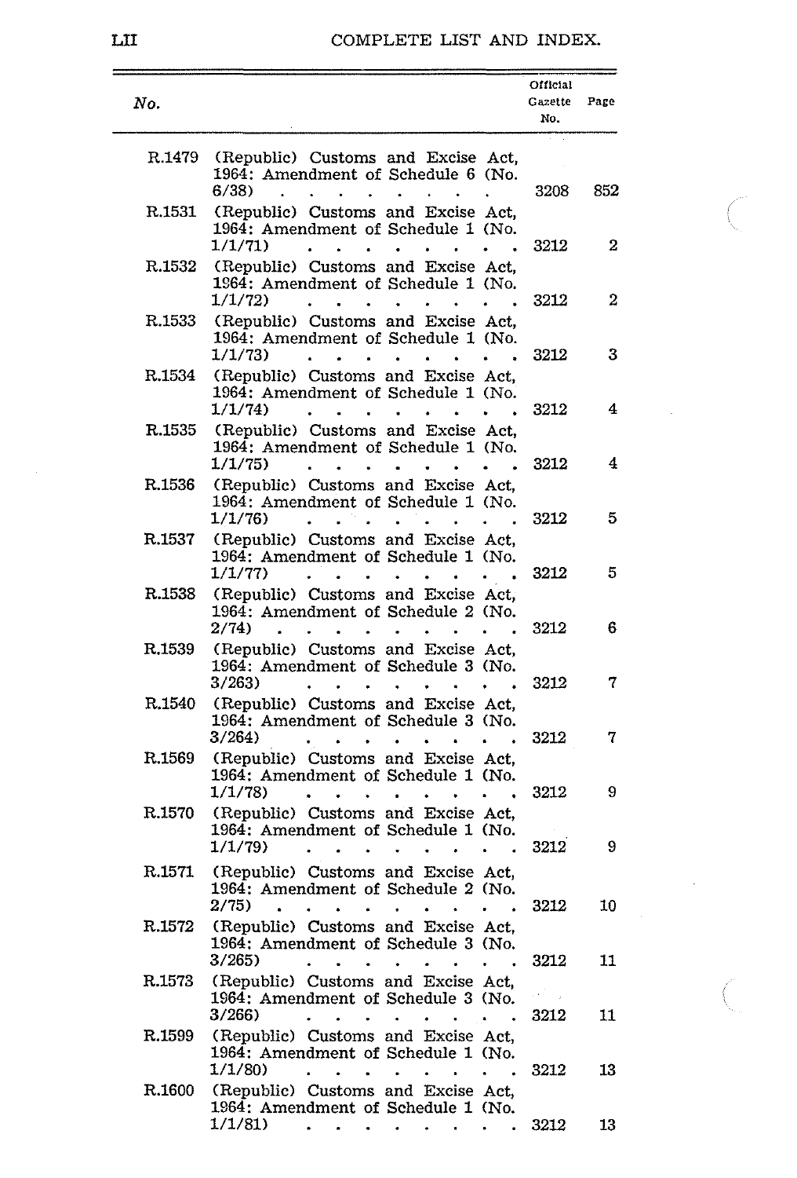| No. | | Official Gazette No. | Page |
|---|---|---|---|
| R.1479 | (Republic) Customs and Excise Act, 1964: Amendment of Schedule 6 (No. 6/38) . . . . . . . . . | 3208 | 852 |
| R.1531 | (Republic) Customs and Excise Act, 1964: Amendment of Schedule 1 (No. 1/1/71) . . . . . . . . . | 3212 | 2 |
| R.1532 | (Republic) Customs and Excise Act, 1964: Amendment of Schedule 1 (No. 1/1/72) . . . . . . . . . | 3212 | 2 |
| R.1533 | (Republic) Customs and Excise Act, 1964: Amendment of Schedule 1 (No. 1/1/73) . . . . . . . . . | 3212 | 3 |
| R.1534 | (Republic) Customs and Excise Act, 1964: Amendment of Schedule 1 (No. 1/1/74) . . . . . . . . . | 3212 | 4 |
| R.1535 | (Republic) Customs and Excise Act, 1964: Amendment of Schedule 1 (No. 1/1/75) . . . . . . . . . | 3212 | 4 |
| R.1536 | (Republic) Customs and Excise Act, 1964: Amendment of Schedule 1 (No. 1/1/76) . . . . . . . . . | 3212 | 5 |
| R.1537 | (Republic) Customs and Excise Act, 1964: Amendment of Schedule 1 (No. 1/1/77) . . . . . . . . . | 3212 | 5 |
| R.1538 | (Republic) Customs and Excise Act, 1964: Amendment of Schedule 2 (No. 2/74) . . . . . . . . . | 3212 | 6 |
| R.1539 | (Republic) Customs and Excise Act, 1964: Amendment of Schedule 3 (No. 3/263) . . . . . . . . . | 3212 | 7 |
| R.1540 | (Republic) Customs and Excise Act, 1964: Amendment of Schedule 3 (No. 3/264) . . . . . . . . . | 3212 | 7 |
| R.1569 | (Republic) Customs and Excise Act, 1964: Amendment of Schedule 1 (No. 1/1/78) . . . . . . . . . | 3212 | 9 |
| R.1570 | (Republic) Customs and Excise Act, 1964: Amendment of Schedule 1 (No. 1/1/79) . . . . . . . . . | 3212 | 9 |
| R.1571 | (Republic) Customs and Excise Act, 1964: Amendment of Schedule 2 (No. 2/75) . . . . . . . . . | 3212 | 10 |
| R.1572 | (Republic) Customs and Excise Act, 1964: Amendment of Schedule 3 (No. 3/265) . . . . . . . . . | 3212 | 11 |
| R.1573 | (Republic) Customs and Excise Act, 1964: Amendment of Schedule 3 (No. 3/266) . . . . . . . . . | 3212 | 11 |
| R.1599 | (Republic) Customs and Excise Act, 1964: Amendment of Schedule 1 (No. 1/1/80) . . . . . . . . . | 3212 | 13 |
| R.1600 | (Republic) Customs and Excise Act, 1964: Amendment of Schedule 1 (No. 1/1/81) . . . . . . . . . | 3212 | 13 |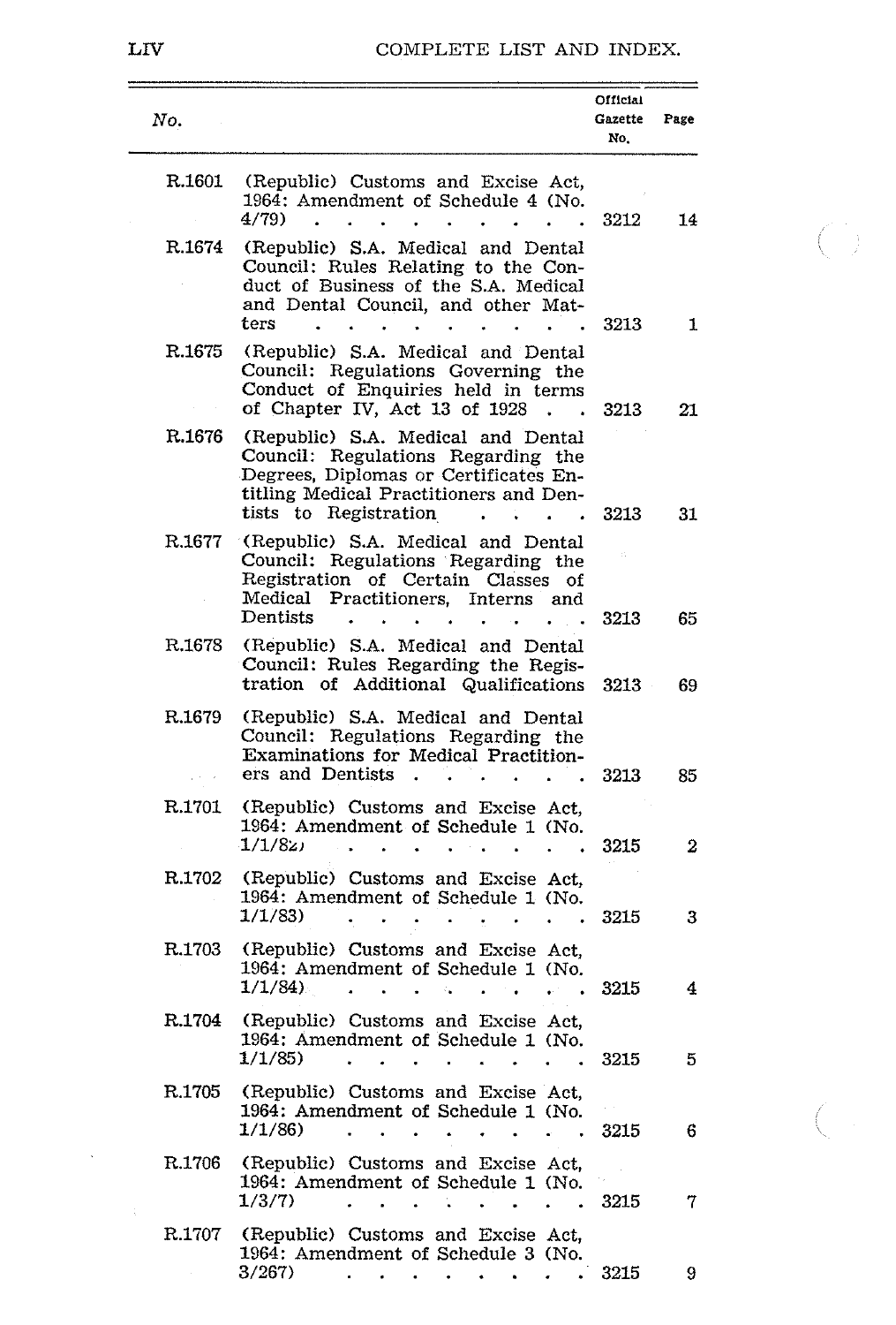| No. | | Official Gazette No. | Page |
|---|---|---|---|
| R.1601 | (Republic) Customs and Excise Act, 1964: Amendment of Schedule 4 (No. 4/79) | 3212 | 14 |
| R.1674 | (Republic) S.A. Medical and Dental Council: Rules Relating to the Conduct of Business of the S.A. Medical and Dental Council, and other Matters | 3213 | 1 |
| R.1675 | (Republic) S.A. Medical and Dental Council: Regulations Governing the Conduct of Enquiries held in terms of Chapter IV, Act 13 of 1928 | 3213 | 21 |
| R.1676 | (Republic) S.A. Medical and Dental Council: Regulations Regarding the Degrees, Diplomas or Certificates Entitling Medical Practitioners and Dentists to Registration | 3213 | 31 |
| R.1677 | (Republic) S.A. Medical and Dental Council: Regulations Regarding the Registration of Certain Classes of Medical Practitioners, Interns and Dentists | 3213 | 65 |
| R.1678 | (Republic) S.A. Medical and Dental Council: Rules Regarding the Registration of Additional Qualifications | 3213 | 69 |
| R.1679 | (Republic) S.A. Medical and Dental Council: Regulations Regarding the Examinations for Medical Practitioners and Dentists | 3213 | 85 |
| R.1701 | (Republic) Customs and Excise Act, 1964: Amendment of Schedule 1 (No. 1/1/82) | 3215 | 2 |
| R.1702 | (Republic) Customs and Excise Act, 1964: Amendment of Schedule 1 (No. 1/1/83) | 3215 | 3 |
| R.1703 | (Republic) Customs and Excise Act, 1964: Amendment of Schedule 1 (No. 1/1/84) | 3215 | 4 |
| R.1704 | (Republic) Customs and Excise Act, 1964: Amendment of Schedule 1 (No. 1/1/85) | 3215 | 5 |
| R.1705 | (Republic) Customs and Excise Act, 1964: Amendment of Schedule 1 (No. 1/1/86) | 3215 | 6 |
| R.1706 | (Republic) Customs and Excise Act, 1964: Amendment of Schedule 1 (No. 1/3/7) | 3215 | 7 |
| R.1707 | (Republic) Customs and Excise Act, 1964: Amendment of Schedule 3 (No. 3/267) | 3215 | 9 |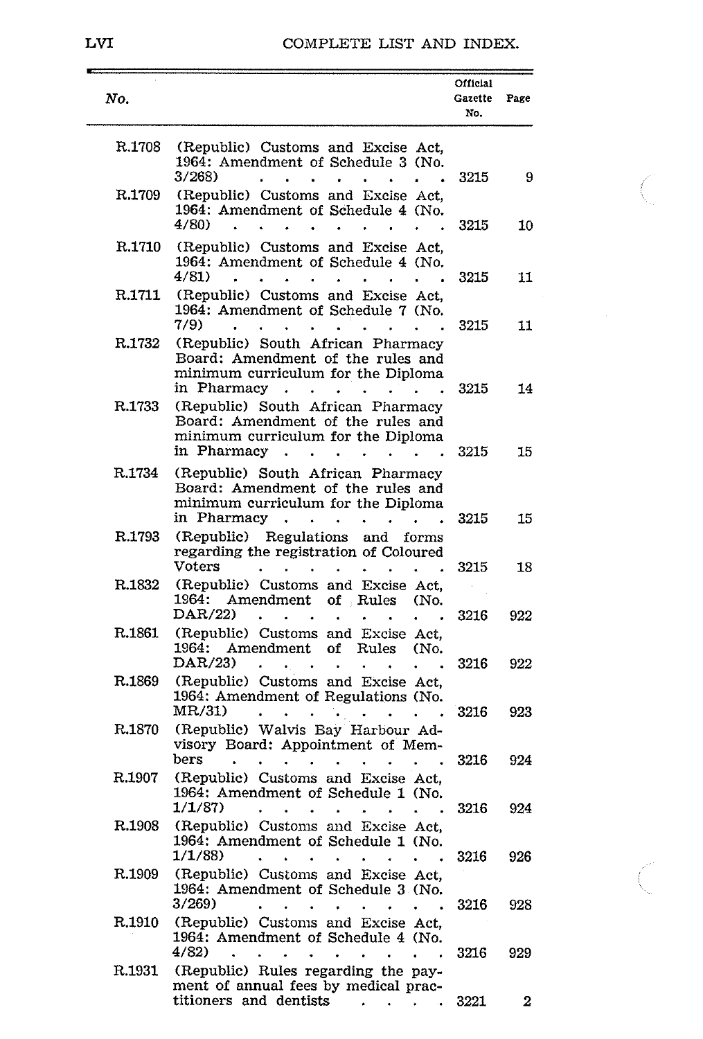| No. | | Official Gazette No. | Page |
|---|---|---|---|
| R.1708 | (Republic) Customs and Excise Act, 1964: Amendment of Schedule 3 (No. 3/268) | 3215 | 9 |
| R.1709 | (Republic) Customs and Excise Act, 1964: Amendment of Schedule 4 (No. 4/80) | 3215 | 10 |
| R.1710 | (Republic) Customs and Excise Act, 1964: Amendment of Schedule 4 (No. 4/81) | 3215 | 11 |
| R.1711 | (Republic) Customs and Excise Act, 1964: Amendment of Schedule 7 (No. 7/9) | 3215 | 11 |
| R.1732 | (Republic) South African Pharmacy Board: Amendment of the rules and minimum curriculum for the Diploma in Pharmacy | 3215 | 14 |
| R.1733 | (Republic) South African Pharmacy Board: Amendment of the rules and minimum curriculum for the Diploma in Pharmacy | 3215 | 15 |
| R.1734 | (Republic) South African Pharmacy Board: Amendment of the rules and minimum curriculum for the Diploma in Pharmacy | 3215 | 15 |
| R.1793 | (Republic) Regulations and forms regarding the registration of Coloured Voters | 3215 | 18 |
| R.1832 | (Republic) Customs and Excise Act, 1964: Amendment of Rules (No. DAR/22) | 3216 | 922 |
| R.1861 | (Republic) Customs and Excise Act, 1964: Amendment of Rules (No. DAR/23) | 3216 | 922 |
| R.1869 | (Republic) Customs and Excise Act, 1964: Amendment of Regulations (No. MR/31) | 3216 | 923 |
| R.1870 | (Republic) Walvis Bay Harbour Advisory Board: Appointment of Members | 3216 | 924 |
| R.1907 | (Republic) Customs and Excise Act, 1964: Amendment of Schedule 1 (No. 1/1/87) | 3216 | 924 |
| R.1908 | (Republic) Customs and Excise Act, 1964: Amendment of Schedule 1 (No. 1/1/88) | 3216 | 926 |
| R.1909 | (Republic) Customs and Excise Act, 1964: Amendment of Schedule 3 (No. 3/269) | 3216 | 928 |
| R.1910 | (Republic) Customs and Excise Act, 1964: Amendment of Schedule 4 (No. 4/82) | 3216 | 929 |
| R.1931 | (Republic) Rules regarding the payment of annual fees by medical practitioners and dentists | 3221 | 2 |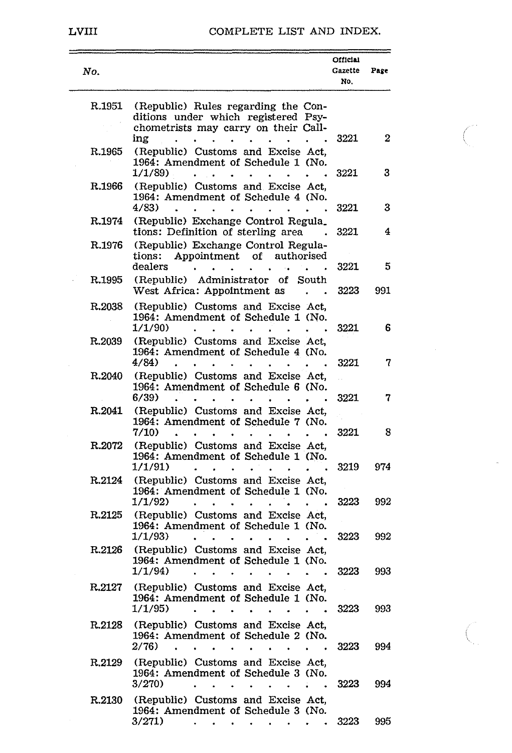| No. | | Official Gazette No. | Page |
|---|---|---|---|
| R.1951 | (Republic) Rules regarding the Conditions under which registered Psychometrists may carry on their Calling | 3221 | 2 |
| R.1965 | (Republic) Customs and Excise Act, 1964: Amendment of Schedule 1 (No. 1/1/89) | 3221 | 3 |
| R.1966 | (Republic) Customs and Excise Act, 1964: Amendment of Schedule 4 (No. 4/83) | 3221 | 3 |
| R.1974 | (Republic) Exchange Control Regulations: Definition of sterling area | 3221 | 4 |
| R.1976 | (Republic) Exchange Control Regulations: Appointment of authorised dealers | 3221 | 5 |
| R.1995 | (Republic) Administrator of South West Africa: Appointment as | 3223 | 991 |
| R.2038 | (Republic) Customs and Excise Act, 1964: Amendment of Schedule 1 (No. 1/1/90) | 3221 | 6 |
| R.2039 | (Republic) Customs and Excise Act, 1964: Amendment of Schedule 4 (No. 4/84) | 3221 | 7 |
| R.2040 | (Republic) Customs and Excise Act, 1964: Amendment of Schedule 6 (No. 6/39) | 3221 | 7 |
| R.2041 | (Republic) Customs and Excise Act, 1964: Amendment of Schedule 7 (No. 7/10) | 3221 | 8 |
| R.2072 | (Republic) Customs and Excise Act, 1964: Amendment of Schedule 1 (No. 1/1/91) | 3219 | 974 |
| R.2124 | (Republic) Customs and Excise Act, 1964: Amendment of Schedule 1 (No. 1/1/92) | 3223 | 992 |
| R.2125 | (Republic) Customs and Excise Act, 1964: Amendment of Schedule 1 (No. 1/1/93) | 3223 | 992 |
| R.2126 | (Republic) Customs and Excise Act, 1964: Amendment of Schedule 1 (No. 1/1/94) | 3223 | 993 |
| R.2127 | (Republic) Customs and Excise Act, 1964: Amendment of Schedule 1 (No. 1/1/95) | 3223 | 993 |
| R.2128 | (Republic) Customs and Excise Act, 1964: Amendment of Schedule 2 (No. 2/76) | 3223 | 994 |
| R.2129 | (Republic) Customs and Excise Act, 1964: Amendment of Schedule 3 (No. 3/270) | 3223 | 994 |
| R.2130 | (Republic) Customs and Excise Act, 1964: Amendment of Schedule 3 (No. 3/271) | 3223 | 995 |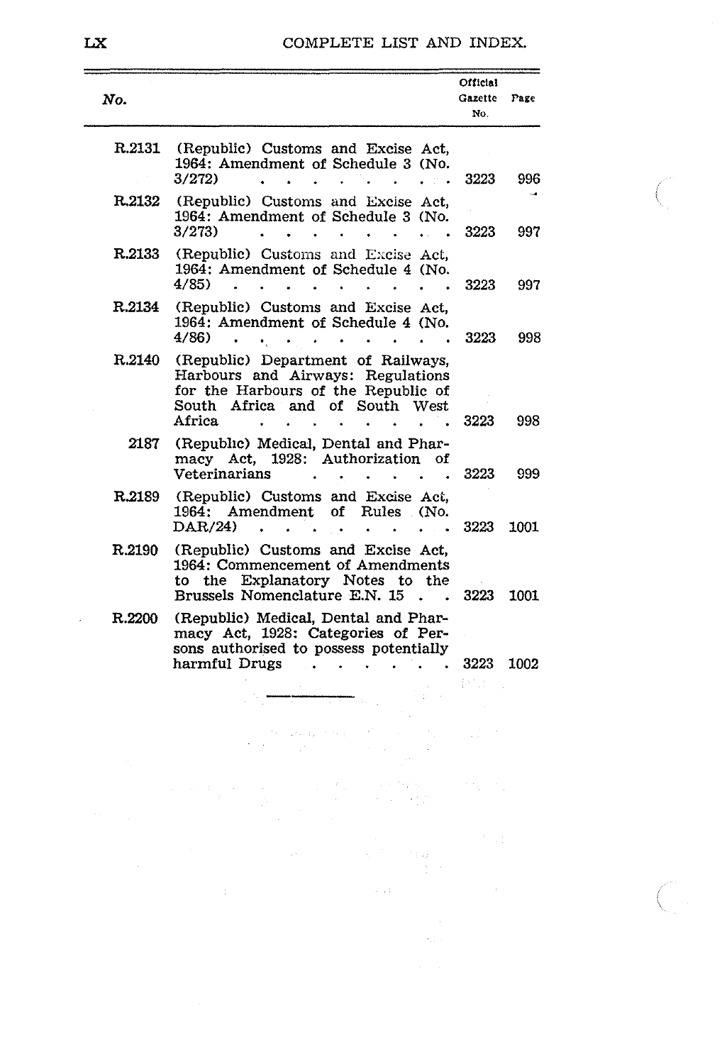| No. | | Official Gazette No. | Page |
|---|---|---|---|
| R.2131 | (Republic) Customs and Excise Act, 1964: Amendment of Schedule 3 (No. 3/272) | 3223 | 996 |
| R.2132 | (Republic) Customs and Excise Act, 1964: Amendment of Schedule 3 (No. 3/273) | 3223 | 997 |
| R.2133 | (Republic) Customs and Excise Act, 1964: Amendment of Schedule 4 (No. 4/85) | 3223 | 997 |
| R.2134 | (Republic) Customs and Excise Act, 1964: Amendment of Schedule 4 (No. 4/86) | 3223 | 998 |
| R.2140 | (Republic) Department of Railways, Harbours and Airways: Regulations for the Harbours of the Republic of South Africa and of South West Africa | 3223 | 998 |
| 2187 | (Republic) Medical, Dental and Pharmacy Act, 1928: Authorization of Veterinarians | 3223 | 999 |
| R.2189 | (Republic) Customs and Excise Act, 1964: Amendment of Rules (No. DAR/24) | 3223 | 1001 |
| R.2190 | (Republic) Customs and Excise Act, 1964: Commencement of Amendments to the Explanatory Notes to the Brussels Nomenclature E.N. 15 | 3223 | 1001 |
| R.2200 | (Republic) Medical, Dental and Pharmacy Act, 1928: Categories of Persons authorised to possess potentially harmful Drugs | 3223 | 1002 |